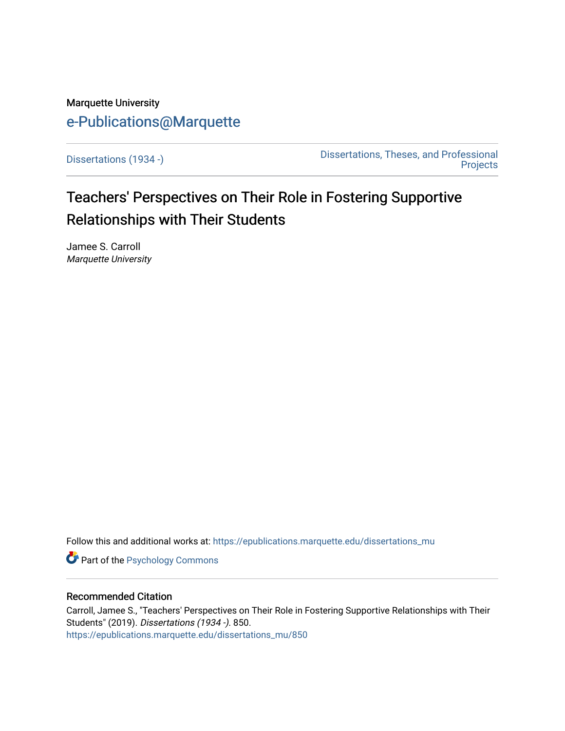Marquette University

e-Publications@Marquette

Dissertations (1934 -)

Dissertations, Theses, and Professional Projects

# Teachers' Perspectives on Their Role in Fostering Supportive Relationships with Their Students

Jamee S. Carroll

*Marquette University*

Follow this and additional works at: https://epublications.marquette.edu/dissertations_mu

Part of the Psychology Commons

## Recommended Citation

Carroll, Jamee S., "Teachers' Perspectives on Their Role in Fostering Supportive Relationships with Their Students" (2019). *Dissertations (1934 -)*. 850.

https://epublications.marquette.edu/dissertations_mu/850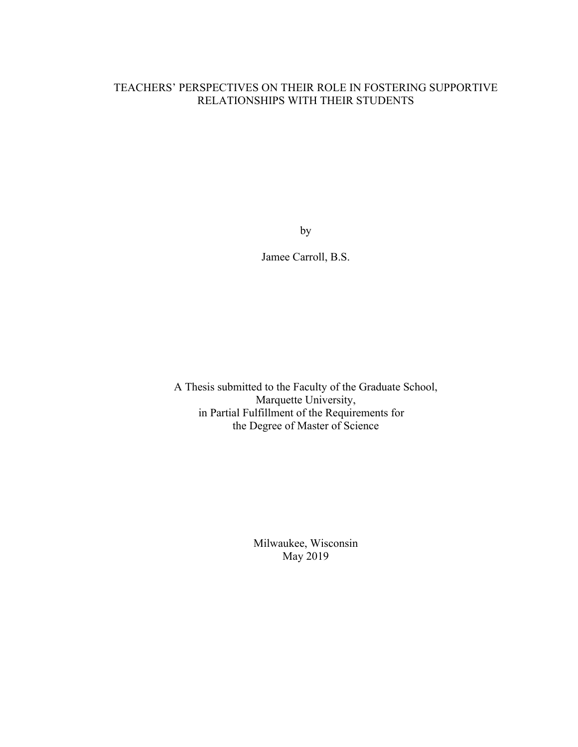# TEACHERS' PERSPECTIVES ON THEIR ROLE IN FOSTERING SUPPORTIVE RELATIONSHIPS WITH THEIR STUDENTS

by

Jamee Carroll, B.S.

A Thesis submitted to the Faculty of the Graduate School,
Marquette University,
in Partial Fulfillment of the Requirements for
the Degree of Master of Science

Milwaukee, Wisconsin
May 2019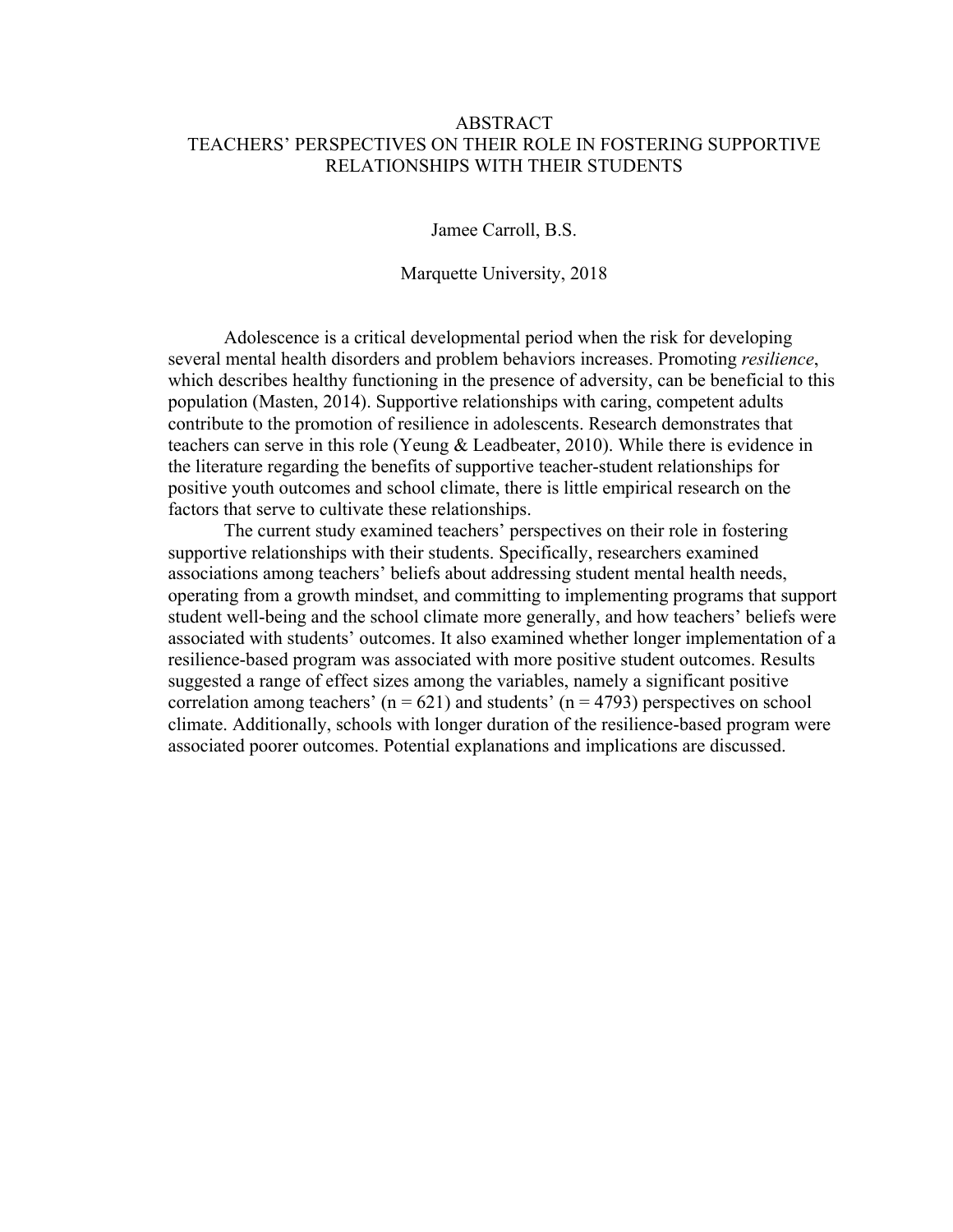# ABSTRACT

## TEACHERS' PERSPECTIVES ON THEIR ROLE IN FOSTERING SUPPORTIVE RELATIONSHIPS WITH THEIR STUDENTS

Jamee Carroll, B.S.

Marquette University, 2018

Adolescence is a critical developmental period when the risk for developing several mental health disorders and problem behaviors increases. Promoting *resilience*, which describes healthy functioning in the presence of adversity, can be beneficial to this population (Masten, 2014). Supportive relationships with caring, competent adults contribute to the promotion of resilience in adolescents. Research demonstrates that teachers can serve in this role (Yeung & Leadbeater, 2010). While there is evidence in the literature regarding the benefits of supportive teacher-student relationships for positive youth outcomes and school climate, there is little empirical research on the factors that serve to cultivate these relationships.

The current study examined teachers' perspectives on their role in fostering supportive relationships with their students. Specifically, researchers examined associations among teachers' beliefs about addressing student mental health needs, operating from a growth mindset, and committing to implementing programs that support student well-being and the school climate more generally, and how teachers' beliefs were associated with students' outcomes. It also examined whether longer implementation of a resilience-based program was associated with more positive student outcomes. Results suggested a range of effect sizes among the variables, namely a significant positive correlation among teachers' ($n = 621$) and students' ($n = 4793$) perspectives on school climate. Additionally, schools with longer duration of the resilience-based program were associated poorer outcomes. Potential explanations and implications are discussed.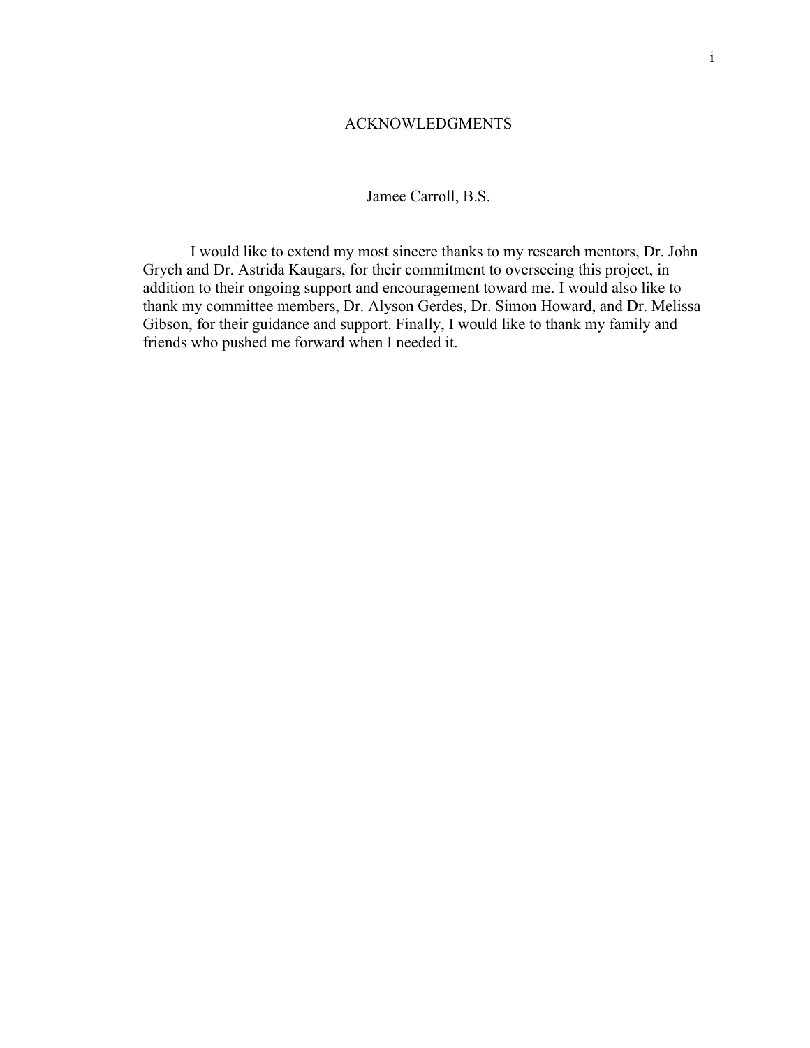# ACKNOWLEDGMENTS

Jamee Carroll, B.S.

I would like to extend my most sincere thanks to my research mentors, Dr. John Grych and Dr. Astrida Kaugars, for their commitment to overseeing this project, in addition to their ongoing support and encouragement toward me. I would also like to thank my committee members, Dr. Alyson Gerdes, Dr. Simon Howard, and Dr. Melissa Gibson, for their guidance and support. Finally, I would like to thank my family and friends who pushed me forward when I needed it.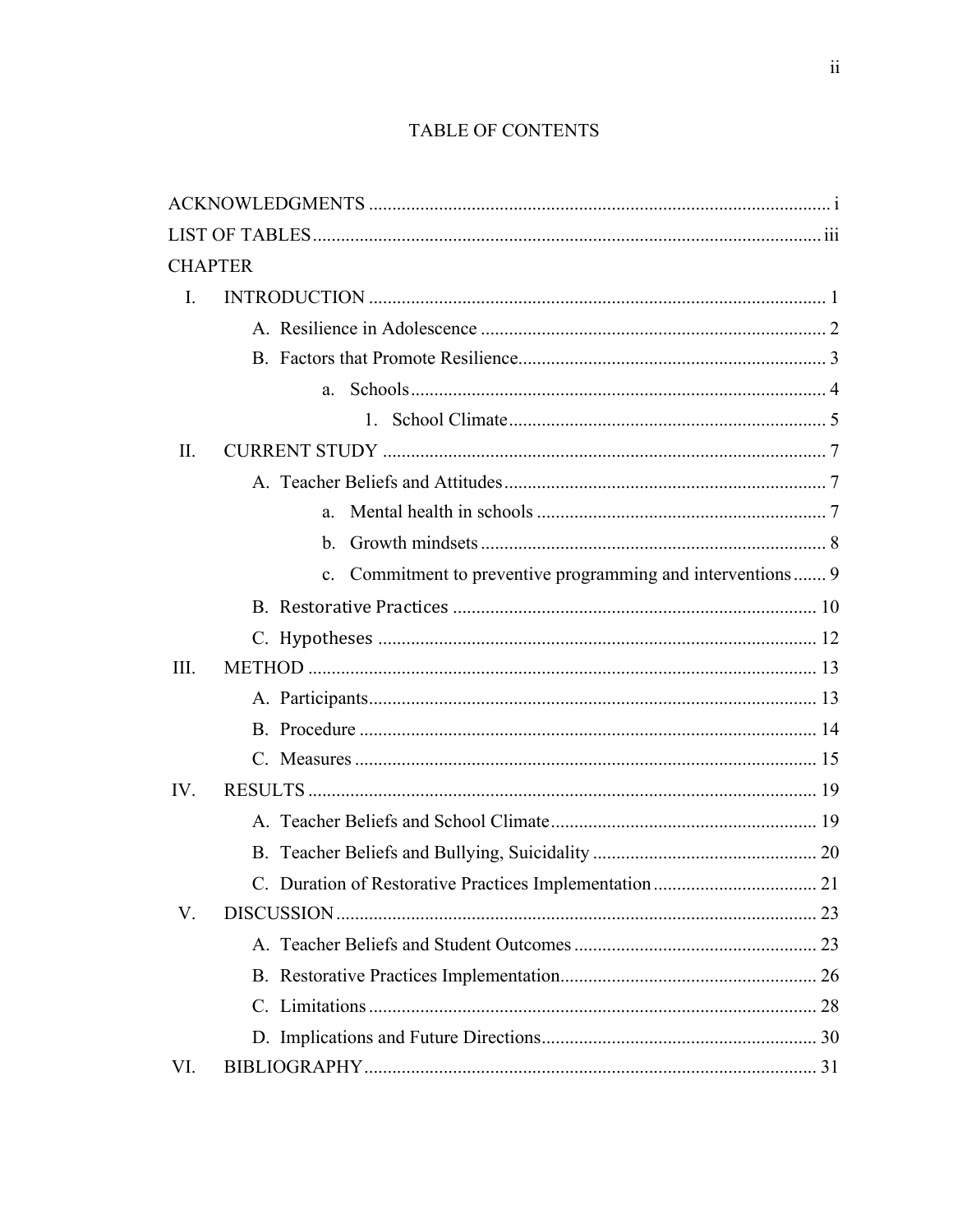# TABLE OF CONTENTS

ACKNOWLEDGMENTS .................................................................................................. i

LIST OF TABLES ........................................................................................................ iii

CHAPTER

I. INTRODUCTION ................................................................................................. 1
   - A. Resilience in Adolescence .......................................................................... 2
   - B. Factors that Promote Resilience .................................................................. 3
     - a. Schools ........................................................................................... 4
       - 1. School Climate .................................................................... 5

II. CURRENT STUDY .............................................................................................. 7
   - A. Teacher Beliefs and Attitudes ..................................................................... 7
     - a. Mental health in schools ............................................................... 7
     - b. Growth mindsets ............................................................................ 8
     - c. Commitment to preventive programming and interventions ....... 9
   - B. Restorative Practices ................................................................................. 10
   - C. Hypotheses ................................................................................................ 12

III. METHOD ........................................................................................................... 13
   - A. Participants ................................................................................................ 13
   - B. Procedure .................................................................................................. 14
   - C. Measures ................................................................................................... 15

IV. RESULTS ........................................................................................................... 19
   - A. Teacher Beliefs and School Climate ......................................................... 19
   - B. Teacher Beliefs and Bullying, Suicidality ................................................ 20
   - C. Duration of Restorative Practices Implementation ................................... 21

V. DISCUSSION ...................................................................................................... 23
   - A. Teacher Beliefs and Student Outcomes .................................................... 23
   - B. Restorative Practices Implementation ....................................................... 26
   - C. Limitations ................................................................................................ 28
   - D. Implications and Future Directions ........................................................... 30

VI. BIBLIOGRAPHY ................................................................................................ 31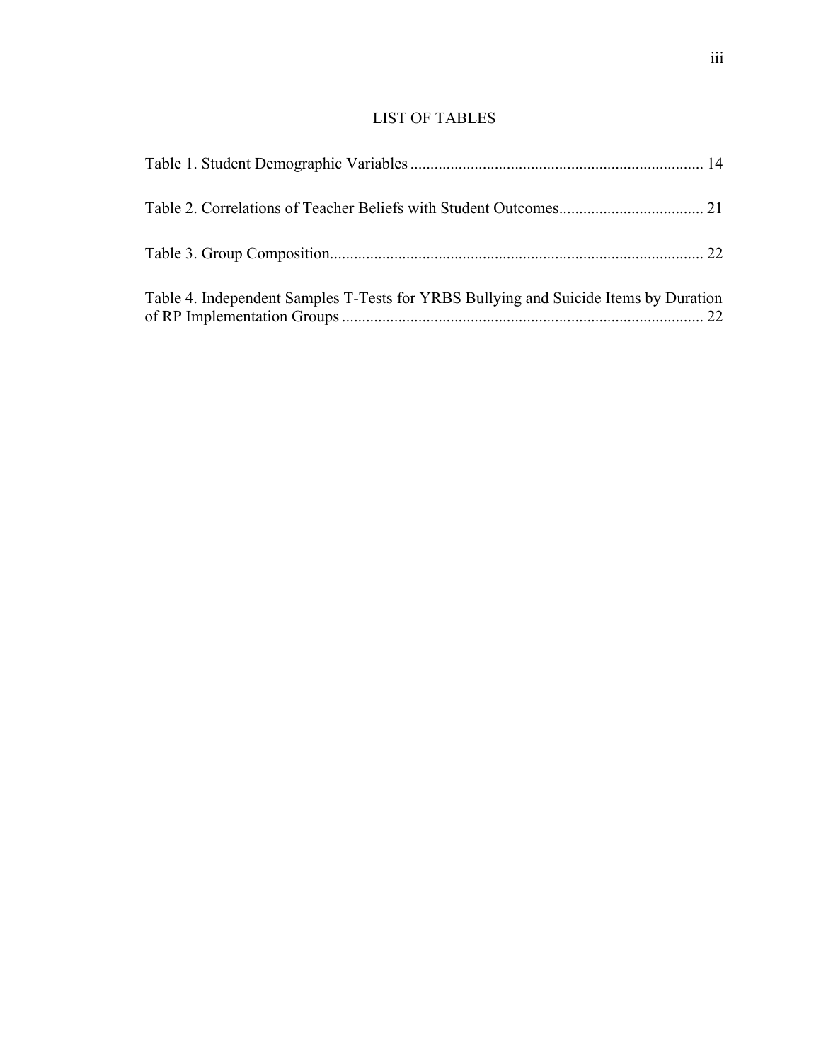# LIST OF TABLES

Table 1. Student Demographic Variables ........................................................................ 14

Table 2. Correlations of Teacher Beliefs with Student Outcomes.................................... 21

Table 3. Group Composition............................................................................................ 22

Table 4. Independent Samples T-Tests for YRBS Bullying and Suicide Items by Duration of RP Implementation Groups .......................................................................................... 22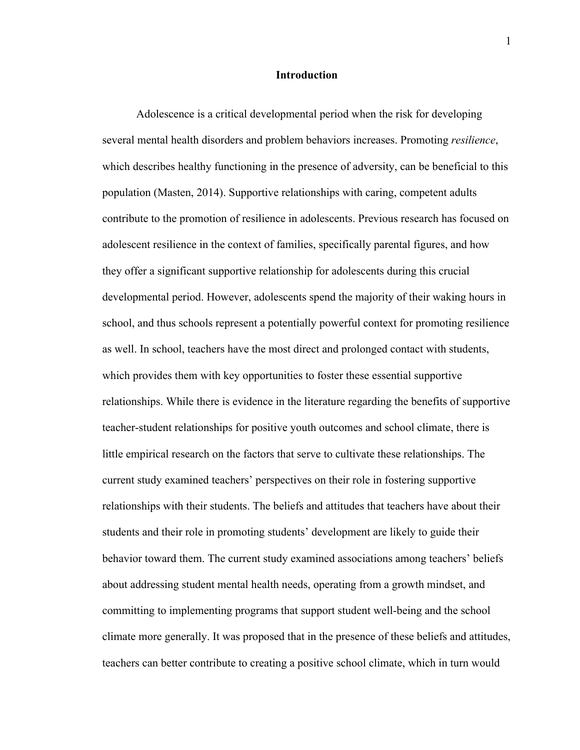# Introduction

Adolescence is a critical developmental period when the risk for developing several mental health disorders and problem behaviors increases. Promoting *resilience*, which describes healthy functioning in the presence of adversity, can be beneficial to this population (Masten, 2014). Supportive relationships with caring, competent adults contribute to the promotion of resilience in adolescents. Previous research has focused on adolescent resilience in the context of families, specifically parental figures, and how they offer a significant supportive relationship for adolescents during this crucial developmental period. However, adolescents spend the majority of their waking hours in school, and thus schools represent a potentially powerful context for promoting resilience as well. In school, teachers have the most direct and prolonged contact with students, which provides them with key opportunities to foster these essential supportive relationships. While there is evidence in the literature regarding the benefits of supportive teacher-student relationships for positive youth outcomes and school climate, there is little empirical research on the factors that serve to cultivate these relationships. The current study examined teachers' perspectives on their role in fostering supportive relationships with their students. The beliefs and attitudes that teachers have about their students and their role in promoting students' development are likely to guide their behavior toward them. The current study examined associations among teachers' beliefs about addressing student mental health needs, operating from a growth mindset, and committing to implementing programs that support student well-being and the school climate more generally. It was proposed that in the presence of these beliefs and attitudes, teachers can better contribute to creating a positive school climate, which in turn would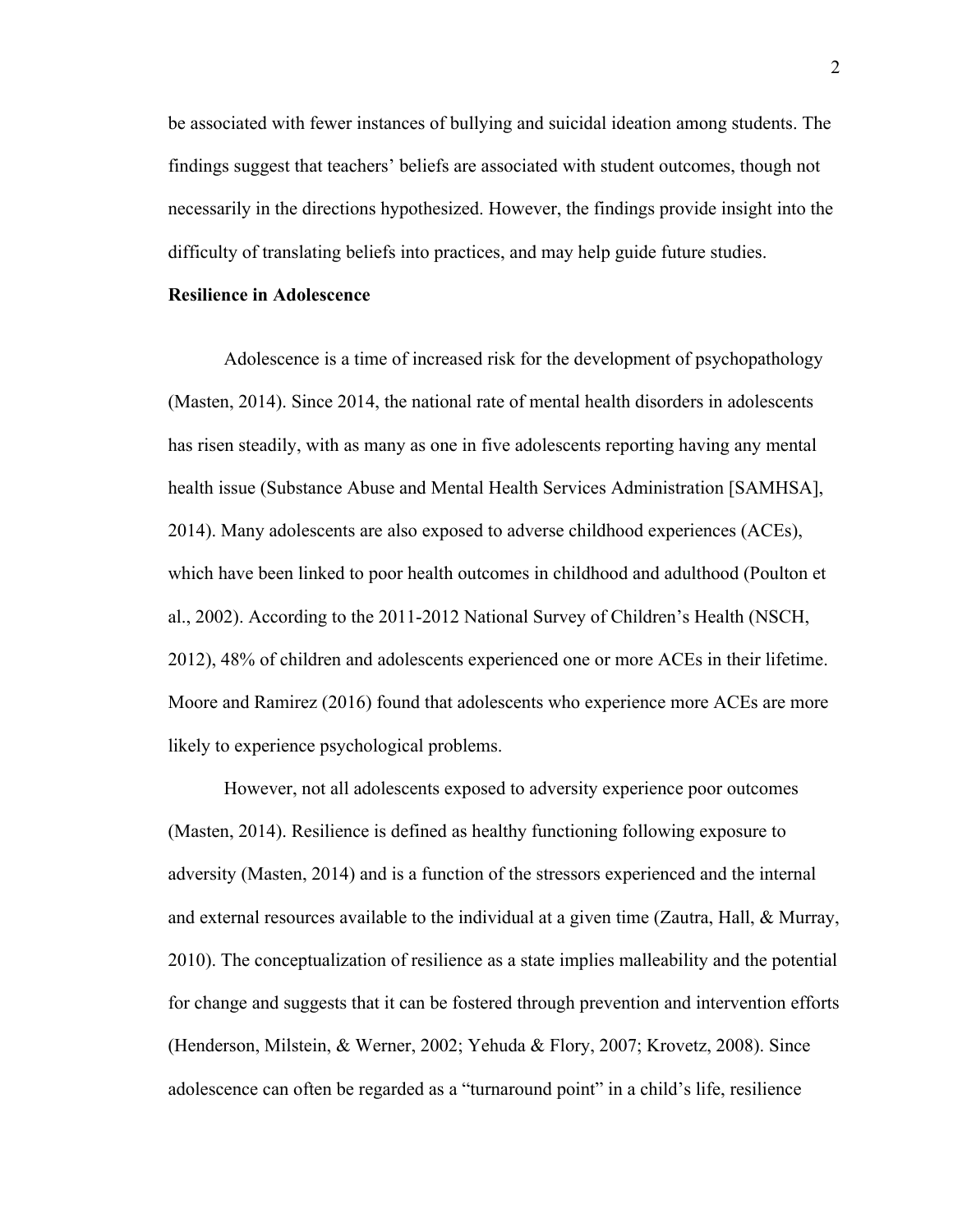be associated with fewer instances of bullying and suicidal ideation among students. The findings suggest that teachers' beliefs are associated with student outcomes, though not necessarily in the directions hypothesized. However, the findings provide insight into the difficulty of translating beliefs into practices, and may help guide future studies.

**Resilience in Adolescence**

Adolescence is a time of increased risk for the development of psychopathology (Masten, 2014). Since 2014, the national rate of mental health disorders in adolescents has risen steadily, with as many as one in five adolescents reporting having any mental health issue (Substance Abuse and Mental Health Services Administration [SAMHSA], 2014). Many adolescents are also exposed to adverse childhood experiences (ACEs), which have been linked to poor health outcomes in childhood and adulthood (Poulton et al., 2002). According to the 2011-2012 National Survey of Children's Health (NSCH, 2012), 48% of children and adolescents experienced one or more ACEs in their lifetime. Moore and Ramirez (2016) found that adolescents who experience more ACEs are more likely to experience psychological problems.

However, not all adolescents exposed to adversity experience poor outcomes (Masten, 2014). Resilience is defined as healthy functioning following exposure to adversity (Masten, 2014) and is a function of the stressors experienced and the internal and external resources available to the individual at a given time (Zautra, Hall, & Murray, 2010). The conceptualization of resilience as a state implies malleability and the potential for change and suggests that it can be fostered through prevention and intervention efforts (Henderson, Milstein, & Werner, 2002; Yehuda & Flory, 2007; Krovetz, 2008). Since adolescence can often be regarded as a "turnaround point" in a child's life, resilience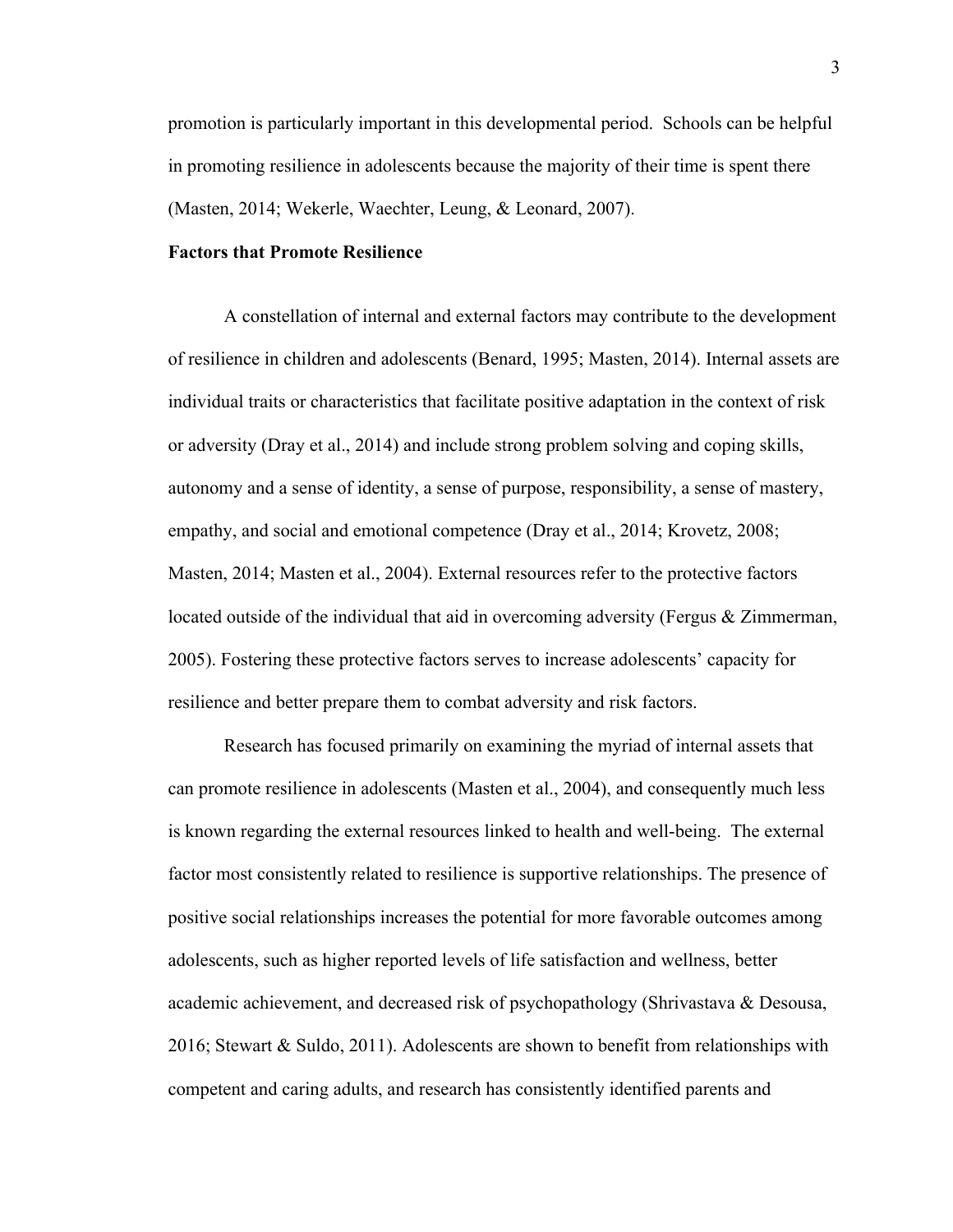promotion is particularly important in this developmental period. Schools can be helpful in promoting resilience in adolescents because the majority of their time is spent there (Masten, 2014; Wekerle, Waechter, Leung, & Leonard, 2007).

**Factors that Promote Resilience**

A constellation of internal and external factors may contribute to the development of resilience in children and adolescents (Benard, 1995; Masten, 2014). Internal assets are individual traits or characteristics that facilitate positive adaptation in the context of risk or adversity (Dray et al., 2014) and include strong problem solving and coping skills, autonomy and a sense of identity, a sense of purpose, responsibility, a sense of mastery, empathy, and social and emotional competence (Dray et al., 2014; Krovetz, 2008; Masten, 2014; Masten et al., 2004). External resources refer to the protective factors located outside of the individual that aid in overcoming adversity (Fergus & Zimmerman, 2005). Fostering these protective factors serves to increase adolescents' capacity for resilience and better prepare them to combat adversity and risk factors.

Research has focused primarily on examining the myriad of internal assets that can promote resilience in adolescents (Masten et al., 2004), and consequently much less is known regarding the external resources linked to health and well-being. The external factor most consistently related to resilience is supportive relationships. The presence of positive social relationships increases the potential for more favorable outcomes among adolescents, such as higher reported levels of life satisfaction and wellness, better academic achievement, and decreased risk of psychopathology (Shrivastava & Desousa, 2016; Stewart & Suldo, 2011). Adolescents are shown to benefit from relationships with competent and caring adults, and research has consistently identified parents and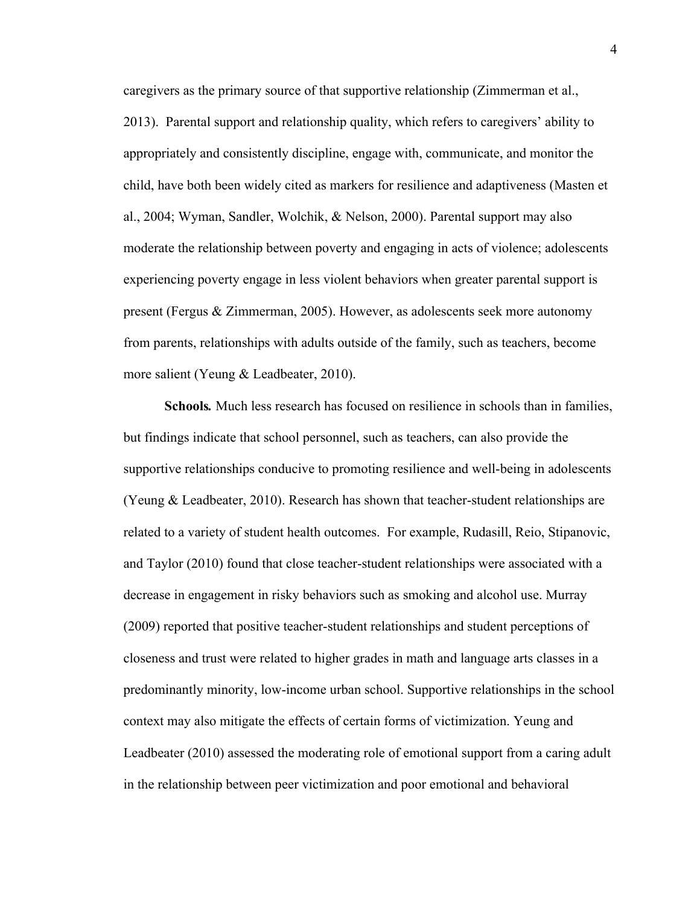caregivers as the primary source of that supportive relationship (Zimmerman et al., 2013). Parental support and relationship quality, which refers to caregivers' ability to appropriately and consistently discipline, engage with, communicate, and monitor the child, have both been widely cited as markers for resilience and adaptiveness (Masten et al., 2004; Wyman, Sandler, Wolchik, & Nelson, 2000). Parental support may also moderate the relationship between poverty and engaging in acts of violence; adolescents experiencing poverty engage in less violent behaviors when greater parental support is present (Fergus & Zimmerman, 2005). However, as adolescents seek more autonomy from parents, relationships with adults outside of the family, such as teachers, become more salient (Yeung & Leadbeater, 2010).

**Schools.** Much less research has focused on resilience in schools than in families, but findings indicate that school personnel, such as teachers, can also provide the supportive relationships conducive to promoting resilience and well-being in adolescents (Yeung & Leadbeater, 2010). Research has shown that teacher-student relationships are related to a variety of student health outcomes. For example, Rudasill, Reio, Stipanovic, and Taylor (2010) found that close teacher-student relationships were associated with a decrease in engagement in risky behaviors such as smoking and alcohol use. Murray (2009) reported that positive teacher-student relationships and student perceptions of closeness and trust were related to higher grades in math and language arts classes in a predominantly minority, low-income urban school. Supportive relationships in the school context may also mitigate the effects of certain forms of victimization. Yeung and Leadbeater (2010) assessed the moderating role of emotional support from a caring adult in the relationship between peer victimization and poor emotional and behavioral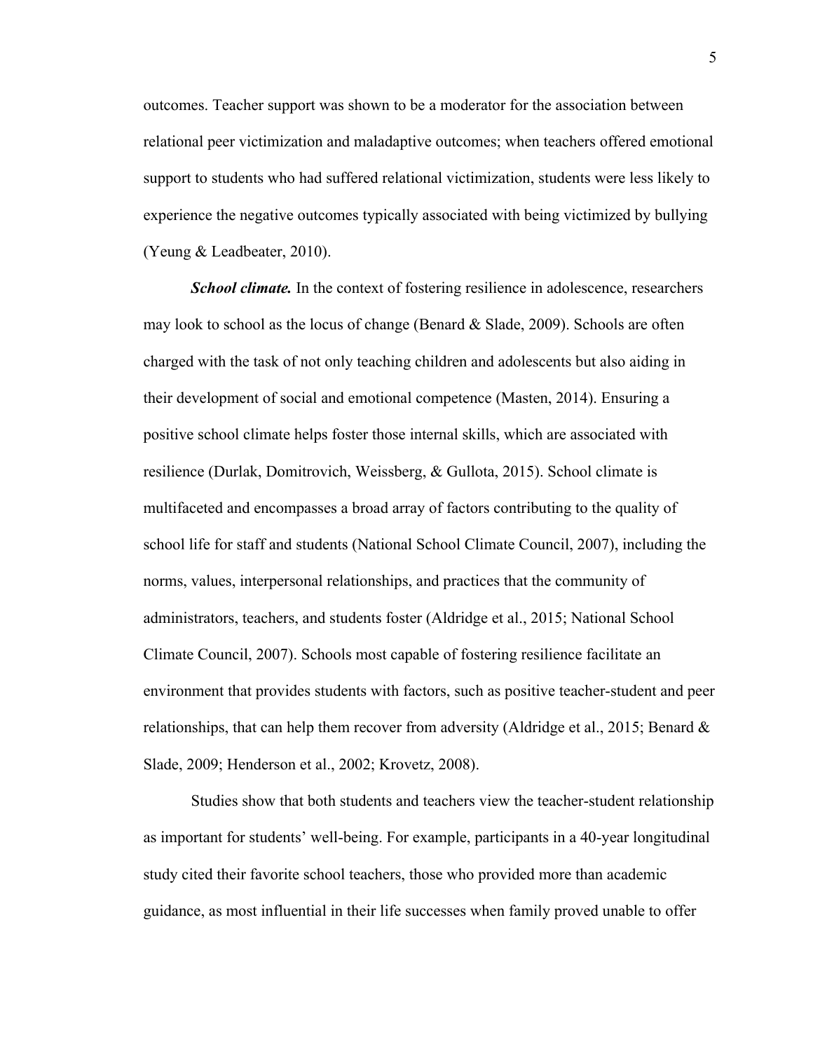outcomes. Teacher support was shown to be a moderator for the association between relational peer victimization and maladaptive outcomes; when teachers offered emotional support to students who had suffered relational victimization, students were less likely to experience the negative outcomes typically associated with being victimized by bullying (Yeung & Leadbeater, 2010).

***School climate.*** In the context of fostering resilience in adolescence, researchers may look to school as the locus of change (Benard & Slade, 2009). Schools are often charged with the task of not only teaching children and adolescents but also aiding in their development of social and emotional competence (Masten, 2014). Ensuring a positive school climate helps foster those internal skills, which are associated with resilience (Durlak, Domitrovich, Weissberg, & Gullota, 2015). School climate is multifaceted and encompasses a broad array of factors contributing to the quality of school life for staff and students (National School Climate Council, 2007), including the norms, values, interpersonal relationships, and practices that the community of administrators, teachers, and students foster (Aldridge et al., 2015; National School Climate Council, 2007). Schools most capable of fostering resilience facilitate an environment that provides students with factors, such as positive teacher-student and peer relationships, that can help them recover from adversity (Aldridge et al., 2015; Benard & Slade, 2009; Henderson et al., 2002; Krovetz, 2008).

Studies show that both students and teachers view the teacher-student relationship as important for students' well-being. For example, participants in a 40-year longitudinal study cited their favorite school teachers, those who provided more than academic guidance, as most influential in their life successes when family proved unable to offer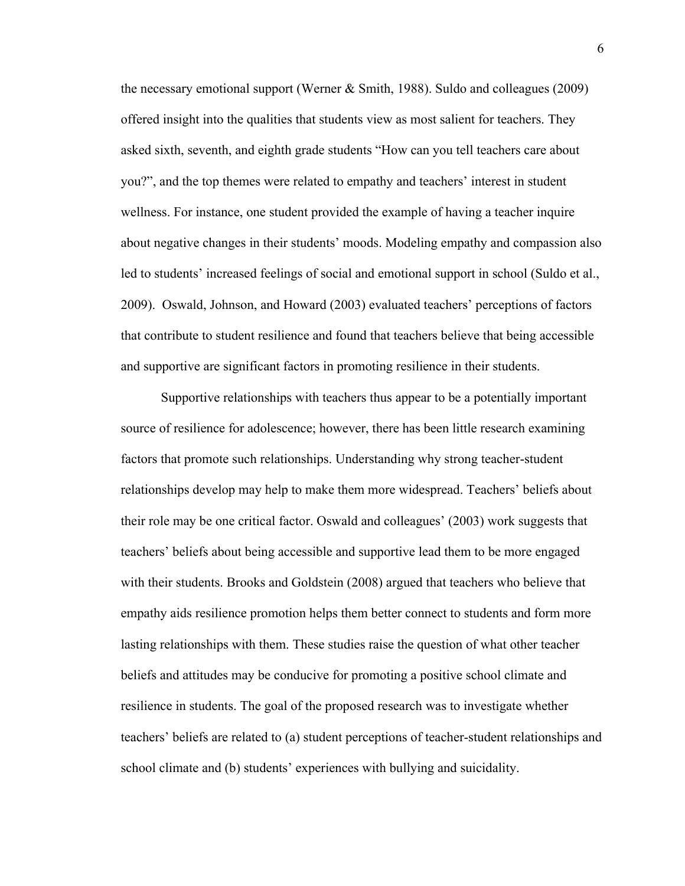the necessary emotional support (Werner & Smith, 1988). Suldo and colleagues (2009) offered insight into the qualities that students view as most salient for teachers. They asked sixth, seventh, and eighth grade students "How can you tell teachers care about you?", and the top themes were related to empathy and teachers' interest in student wellness. For instance, one student provided the example of having a teacher inquire about negative changes in their students' moods. Modeling empathy and compassion also led to students' increased feelings of social and emotional support in school (Suldo et al., 2009). Oswald, Johnson, and Howard (2003) evaluated teachers' perceptions of factors that contribute to student resilience and found that teachers believe that being accessible and supportive are significant factors in promoting resilience in their students.

Supportive relationships with teachers thus appear to be a potentially important source of resilience for adolescence; however, there has been little research examining factors that promote such relationships. Understanding why strong teacher-student relationships develop may help to make them more widespread. Teachers' beliefs about their role may be one critical factor. Oswald and colleagues' (2003) work suggests that teachers' beliefs about being accessible and supportive lead them to be more engaged with their students. Brooks and Goldstein (2008) argued that teachers who believe that empathy aids resilience promotion helps them better connect to students and form more lasting relationships with them. These studies raise the question of what other teacher beliefs and attitudes may be conducive for promoting a positive school climate and resilience in students. The goal of the proposed research was to investigate whether teachers' beliefs are related to (a) student perceptions of teacher-student relationships and school climate and (b) students' experiences with bullying and suicidality.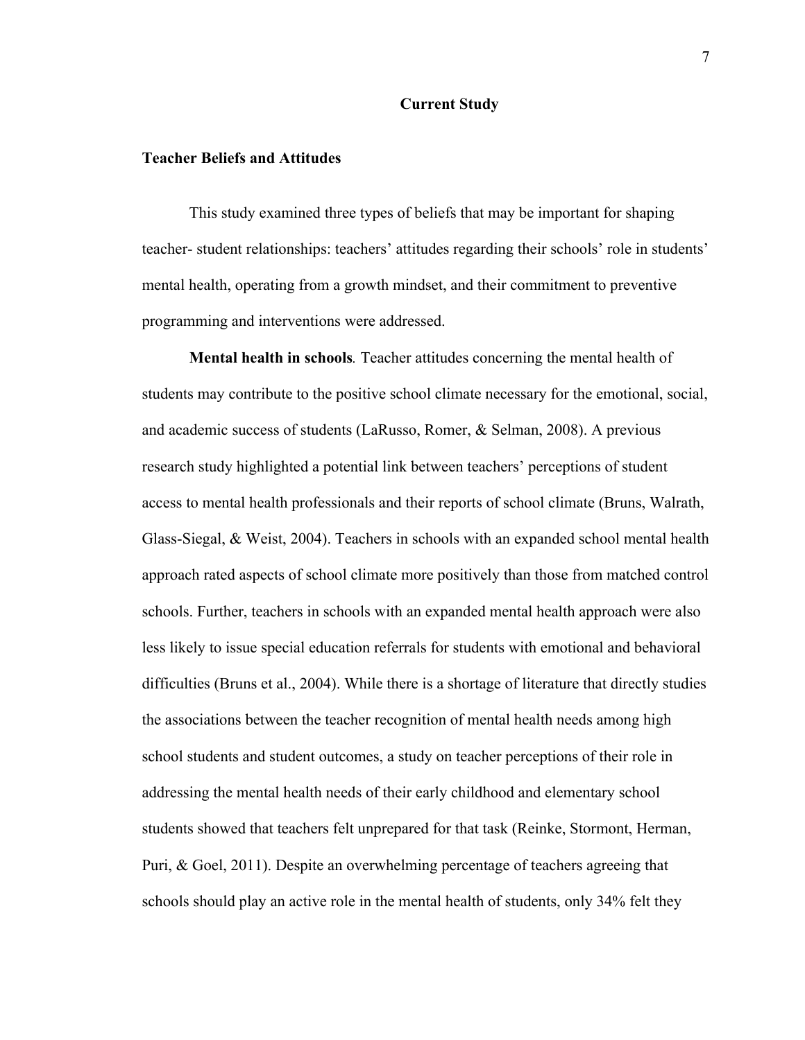## Current Study

### Teacher Beliefs and Attitudes

This study examined three types of beliefs that may be important for shaping teacher- student relationships: teachers' attitudes regarding their schools' role in students' mental health, operating from a growth mindset, and their commitment to preventive programming and interventions were addressed.

**Mental health in schools***.* Teacher attitudes concerning the mental health of students may contribute to the positive school climate necessary for the emotional, social, and academic success of students (LaRusso, Romer, & Selman, 2008). A previous research study highlighted a potential link between teachers' perceptions of student access to mental health professionals and their reports of school climate (Bruns, Walrath, Glass-Siegal, & Weist, 2004). Teachers in schools with an expanded school mental health approach rated aspects of school climate more positively than those from matched control schools. Further, teachers in schools with an expanded mental health approach were also less likely to issue special education referrals for students with emotional and behavioral difficulties (Bruns et al., 2004). While there is a shortage of literature that directly studies the associations between the teacher recognition of mental health needs among high school students and student outcomes, a study on teacher perceptions of their role in addressing the mental health needs of their early childhood and elementary school students showed that teachers felt unprepared for that task (Reinke, Stormont, Herman, Puri, & Goel, 2011). Despite an overwhelming percentage of teachers agreeing that schools should play an active role in the mental health of students, only 34% felt they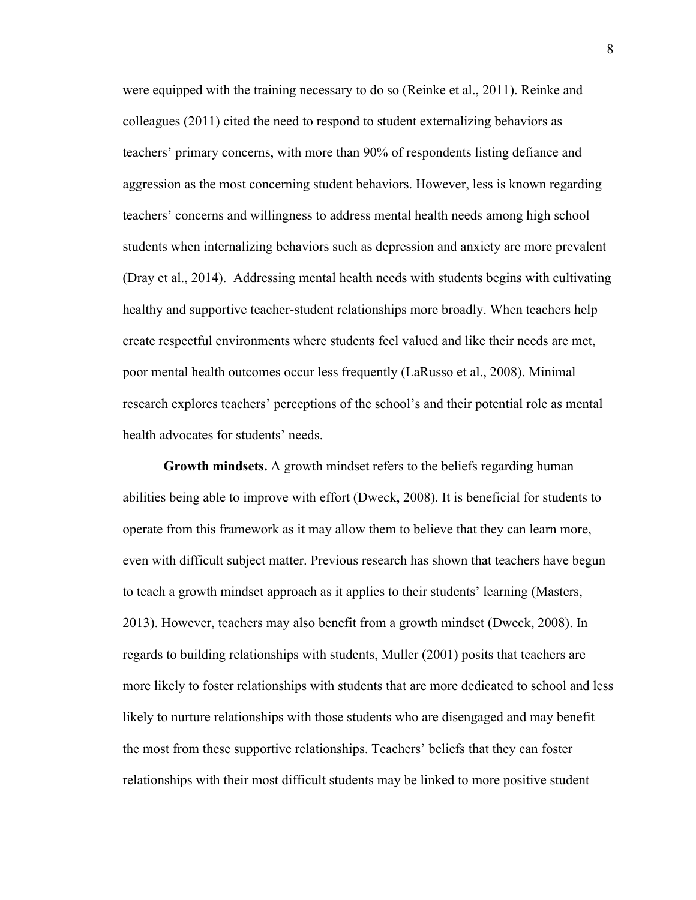were equipped with the training necessary to do so (Reinke et al., 2011). Reinke and colleagues (2011) cited the need to respond to student externalizing behaviors as teachers' primary concerns, with more than 90% of respondents listing defiance and aggression as the most concerning student behaviors. However, less is known regarding teachers' concerns and willingness to address mental health needs among high school students when internalizing behaviors such as depression and anxiety are more prevalent (Dray et al., 2014). Addressing mental health needs with students begins with cultivating healthy and supportive teacher-student relationships more broadly. When teachers help create respectful environments where students feel valued and like their needs are met, poor mental health outcomes occur less frequently (LaRusso et al., 2008). Minimal research explores teachers' perceptions of the school's and their potential role as mental health advocates for students' needs.

**Growth mindsets.** A growth mindset refers to the beliefs regarding human abilities being able to improve with effort (Dweck, 2008). It is beneficial for students to operate from this framework as it may allow them to believe that they can learn more, even with difficult subject matter. Previous research has shown that teachers have begun to teach a growth mindset approach as it applies to their students' learning (Masters, 2013). However, teachers may also benefit from a growth mindset (Dweck, 2008). In regards to building relationships with students, Muller (2001) posits that teachers are more likely to foster relationships with students that are more dedicated to school and less likely to nurture relationships with those students who are disengaged and may benefit the most from these supportive relationships. Teachers' beliefs that they can foster relationships with their most difficult students may be linked to more positive student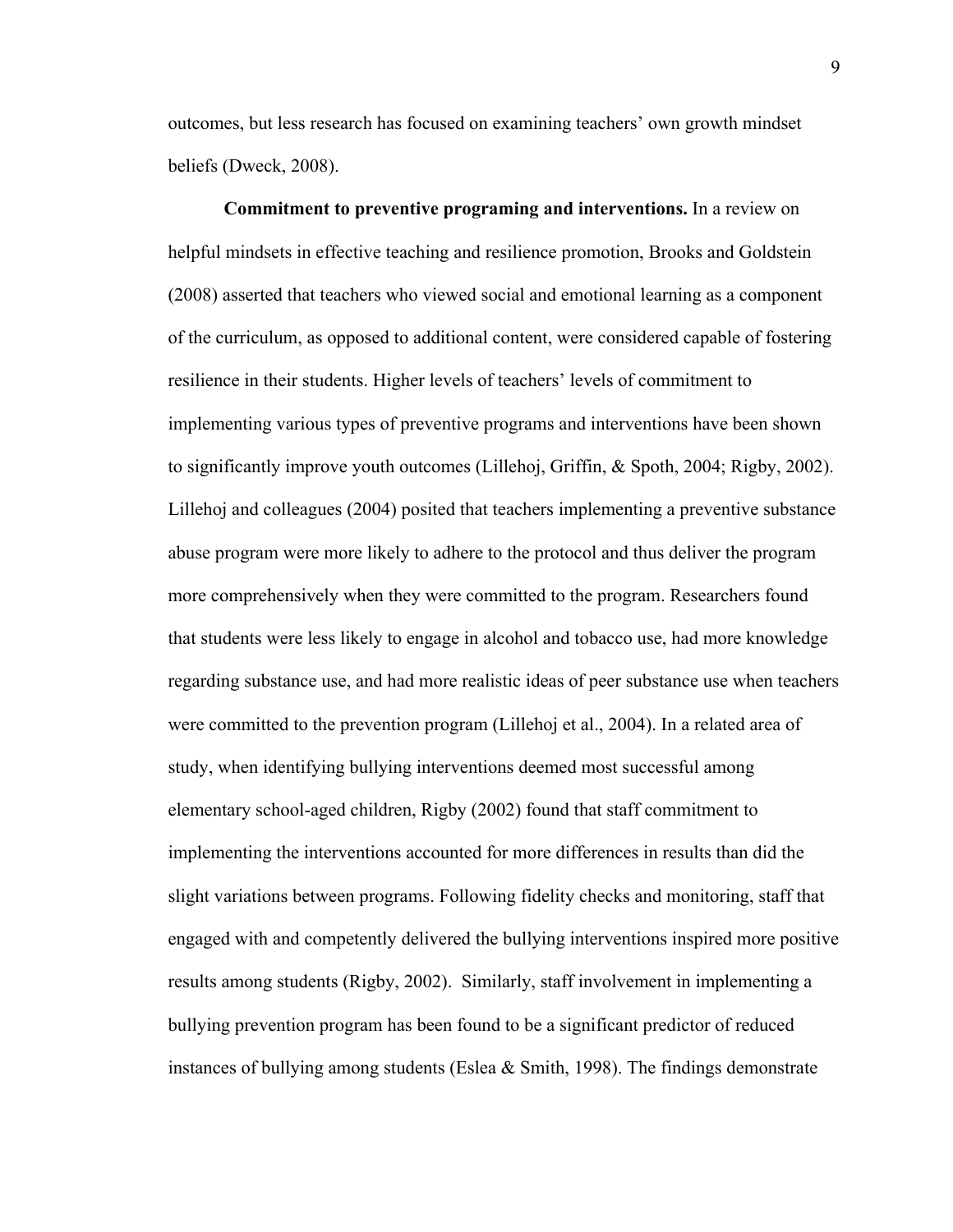outcomes, but less research has focused on examining teachers' own growth mindset beliefs (Dweck, 2008).

**Commitment to preventive programing and interventions.** In a review on helpful mindsets in effective teaching and resilience promotion, Brooks and Goldstein (2008) asserted that teachers who viewed social and emotional learning as a component of the curriculum, as opposed to additional content, were considered capable of fostering resilience in their students. Higher levels of teachers' levels of commitment to implementing various types of preventive programs and interventions have been shown to significantly improve youth outcomes (Lillehoj, Griffin, & Spoth, 2004; Rigby, 2002). Lillehoj and colleagues (2004) posited that teachers implementing a preventive substance abuse program were more likely to adhere to the protocol and thus deliver the program more comprehensively when they were committed to the program. Researchers found that students were less likely to engage in alcohol and tobacco use, had more knowledge regarding substance use, and had more realistic ideas of peer substance use when teachers were committed to the prevention program (Lillehoj et al., 2004). In a related area of study, when identifying bullying interventions deemed most successful among elementary school-aged children, Rigby (2002) found that staff commitment to implementing the interventions accounted for more differences in results than did the slight variations between programs. Following fidelity checks and monitoring, staff that engaged with and competently delivered the bullying interventions inspired more positive results among students (Rigby, 2002). Similarly, staff involvement in implementing a bullying prevention program has been found to be a significant predictor of reduced instances of bullying among students (Eslea & Smith, 1998). The findings demonstrate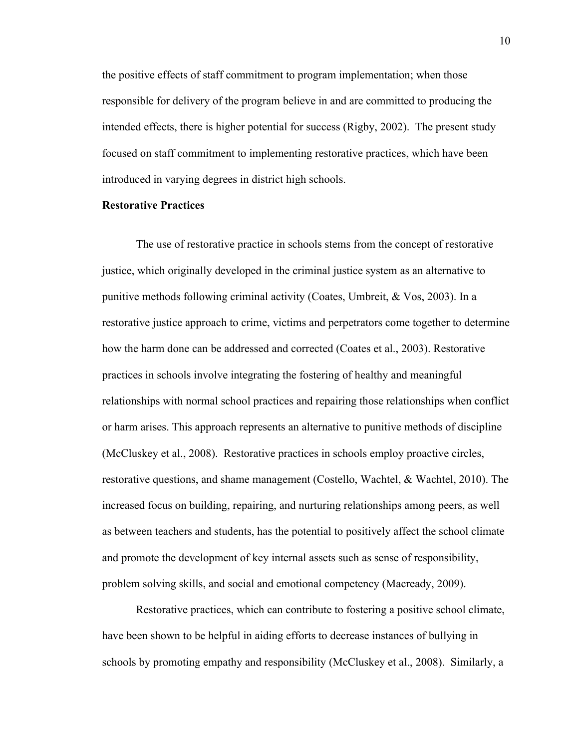the positive effects of staff commitment to program implementation; when those responsible for delivery of the program believe in and are committed to producing the intended effects, there is higher potential for success (Rigby, 2002). The present study focused on staff commitment to implementing restorative practices, which have been introduced in varying degrees in district high schools.

**Restorative Practices**

The use of restorative practice in schools stems from the concept of restorative justice, which originally developed in the criminal justice system as an alternative to punitive methods following criminal activity (Coates, Umbreit, & Vos, 2003). In a restorative justice approach to crime, victims and perpetrators come together to determine how the harm done can be addressed and corrected (Coates et al., 2003). Restorative practices in schools involve integrating the fostering of healthy and meaningful relationships with normal school practices and repairing those relationships when conflict or harm arises. This approach represents an alternative to punitive methods of discipline (McCluskey et al., 2008). Restorative practices in schools employ proactive circles, restorative questions, and shame management (Costello, Wachtel, & Wachtel, 2010). The increased focus on building, repairing, and nurturing relationships among peers, as well as between teachers and students, has the potential to positively affect the school climate and promote the development of key internal assets such as sense of responsibility, problem solving skills, and social and emotional competency (Macready, 2009).

Restorative practices, which can contribute to fostering a positive school climate, have been shown to be helpful in aiding efforts to decrease instances of bullying in schools by promoting empathy and responsibility (McCluskey et al., 2008). Similarly, a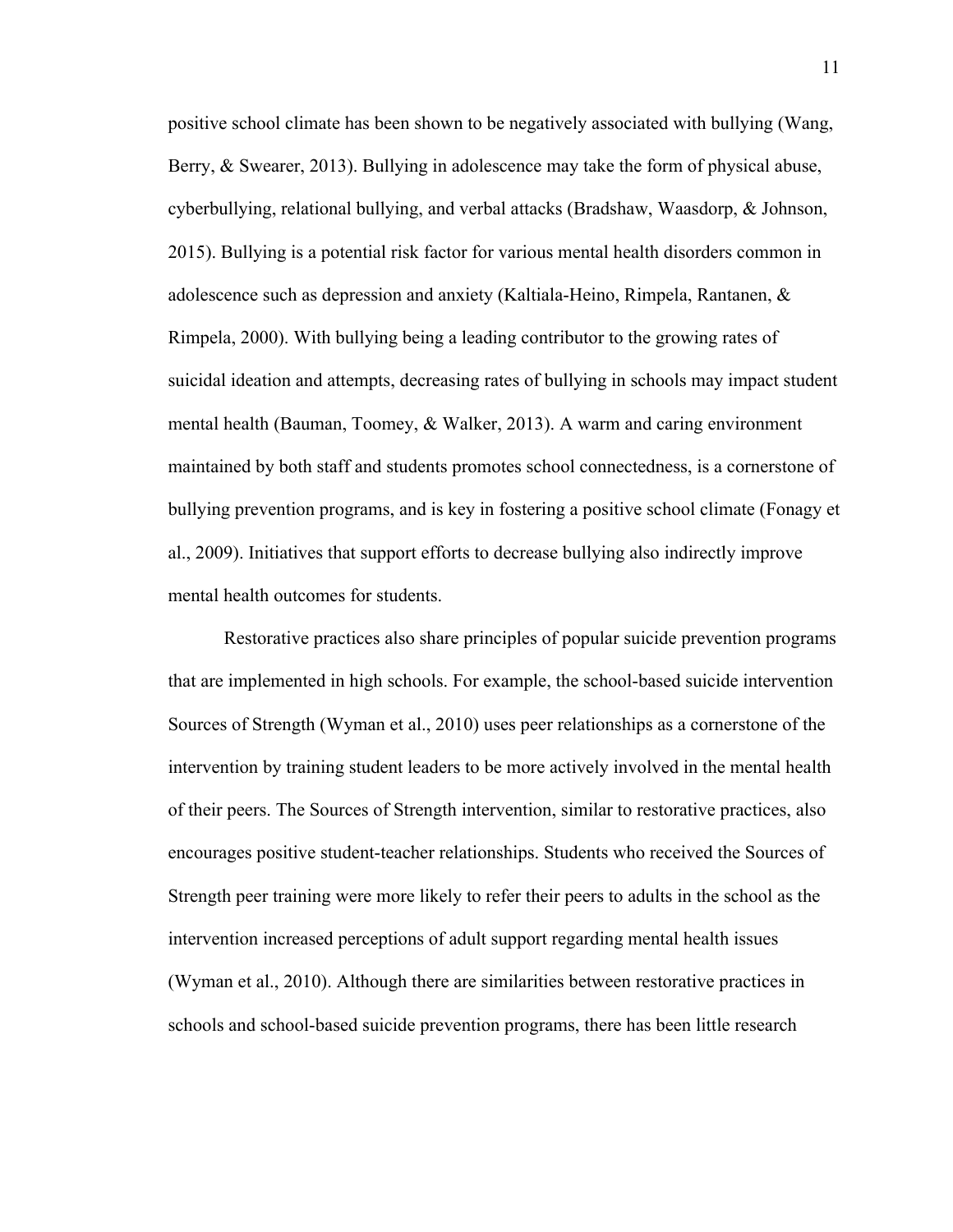positive school climate has been shown to be negatively associated with bullying (Wang, Berry, & Swearer, 2013). Bullying in adolescence may take the form of physical abuse, cyberbullying, relational bullying, and verbal attacks (Bradshaw, Waasdorp, & Johnson, 2015). Bullying is a potential risk factor for various mental health disorders common in adolescence such as depression and anxiety (Kaltiala-Heino, Rimpela, Rantanen, & Rimpela, 2000). With bullying being a leading contributor to the growing rates of suicidal ideation and attempts, decreasing rates of bullying in schools may impact student mental health (Bauman, Toomey, & Walker, 2013). A warm and caring environment maintained by both staff and students promotes school connectedness, is a cornerstone of bullying prevention programs, and is key in fostering a positive school climate (Fonagy et al., 2009). Initiatives that support efforts to decrease bullying also indirectly improve mental health outcomes for students.

Restorative practices also share principles of popular suicide prevention programs that are implemented in high schools. For example, the school-based suicide intervention Sources of Strength (Wyman et al., 2010) uses peer relationships as a cornerstone of the intervention by training student leaders to be more actively involved in the mental health of their peers. The Sources of Strength intervention, similar to restorative practices, also encourages positive student-teacher relationships. Students who received the Sources of Strength peer training were more likely to refer their peers to adults in the school as the intervention increased perceptions of adult support regarding mental health issues (Wyman et al., 2010). Although there are similarities between restorative practices in schools and school-based suicide prevention programs, there has been little research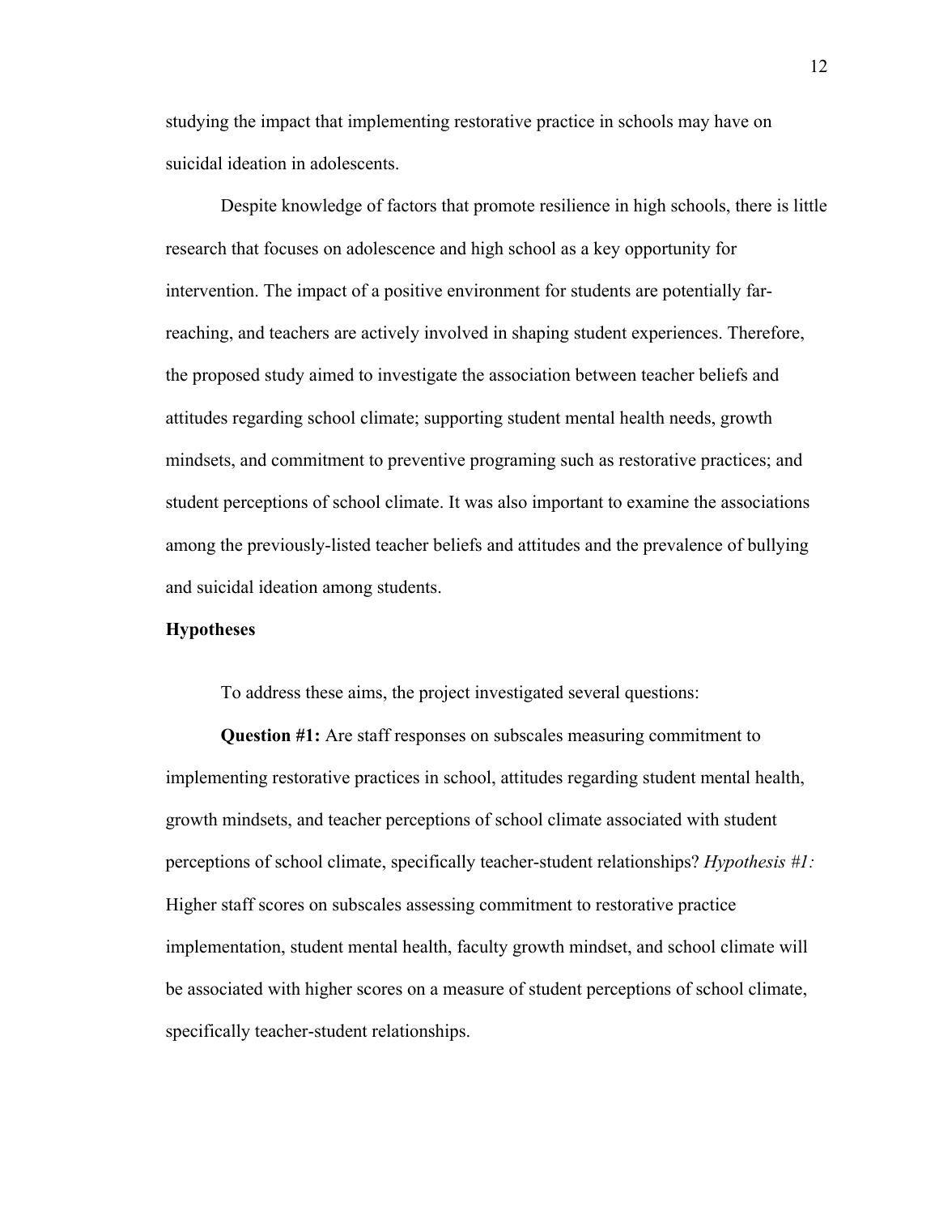studying the impact that implementing restorative practice in schools may have on suicidal ideation in adolescents.

Despite knowledge of factors that promote resilience in high schools, there is little research that focuses on adolescence and high school as a key opportunity for intervention. The impact of a positive environment for students are potentially far-reaching, and teachers are actively involved in shaping student experiences. Therefore, the proposed study aimed to investigate the association between teacher beliefs and attitudes regarding school climate; supporting student mental health needs, growth mindsets, and commitment to preventive programing such as restorative practices; and student perceptions of school climate. It was also important to examine the associations among the previously-listed teacher beliefs and attitudes and the prevalence of bullying and suicidal ideation among students.

## Hypotheses

To address these aims, the project investigated several questions:

**Question #1:** Are staff responses on subscales measuring commitment to implementing restorative practices in school, attitudes regarding student mental health, growth mindsets, and teacher perceptions of school climate associated with student perceptions of school climate, specifically teacher-student relationships? *Hypothesis #1:* Higher staff scores on subscales assessing commitment to restorative practice implementation, student mental health, faculty growth mindset, and school climate will be associated with higher scores on a measure of student perceptions of school climate, specifically teacher-student relationships.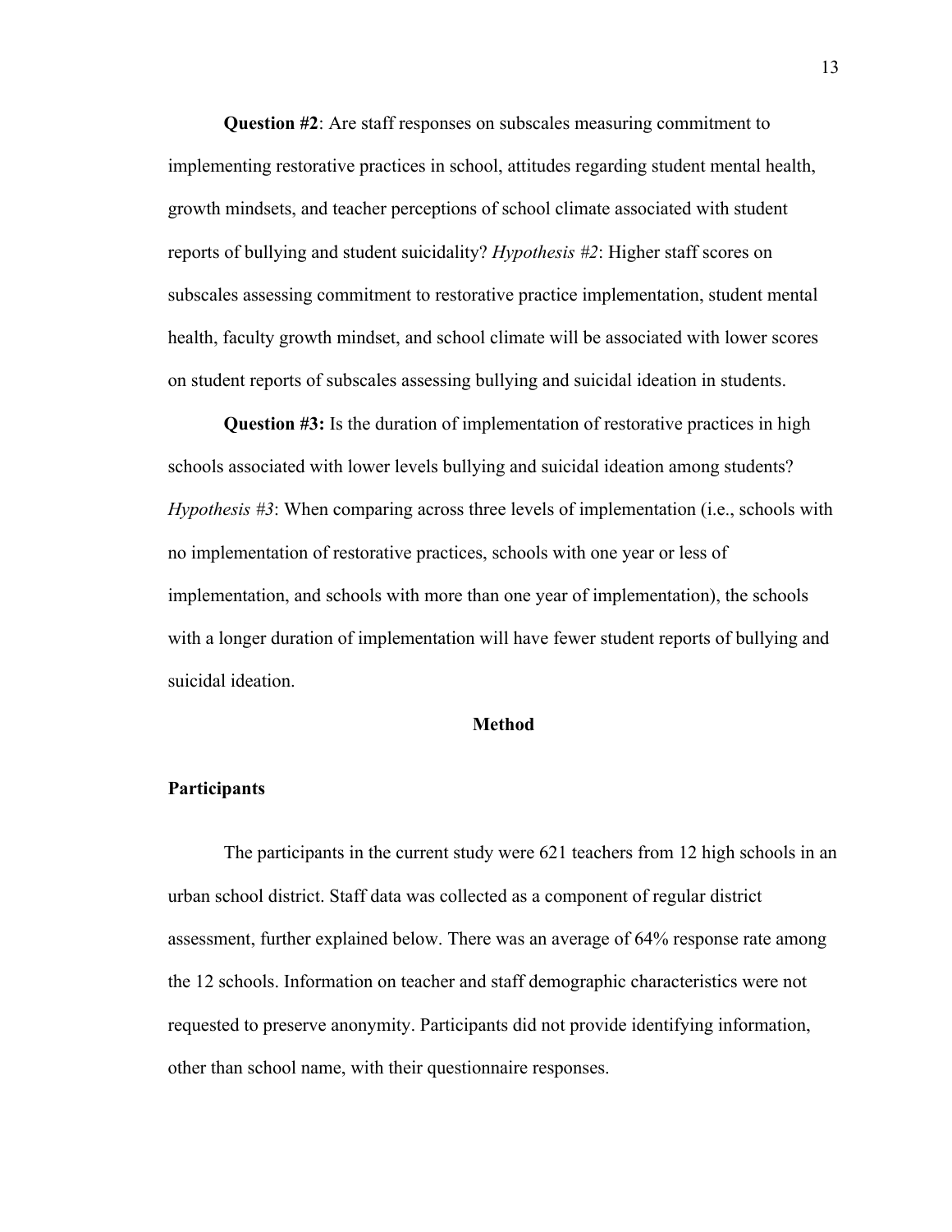**Question #2**: Are staff responses on subscales measuring commitment to implementing restorative practices in school, attitudes regarding student mental health, growth mindsets, and teacher perceptions of school climate associated with student reports of bullying and student suicidality? *Hypothesis #2*: Higher staff scores on subscales assessing commitment to restorative practice implementation, student mental health, faculty growth mindset, and school climate will be associated with lower scores on student reports of subscales assessing bullying and suicidal ideation in students.

**Question #3:** Is the duration of implementation of restorative practices in high schools associated with lower levels bullying and suicidal ideation among students? *Hypothesis #3*: When comparing across three levels of implementation (i.e., schools with no implementation of restorative practices, schools with one year or less of implementation, and schools with more than one year of implementation), the schools with a longer duration of implementation will have fewer student reports of bullying and suicidal ideation.

## Method

### Participants

The participants in the current study were 621 teachers from 12 high schools in an urban school district. Staff data was collected as a component of regular district assessment, further explained below. There was an average of 64% response rate among the 12 schools. Information on teacher and staff demographic characteristics were not requested to preserve anonymity. Participants did not provide identifying information, other than school name, with their questionnaire responses.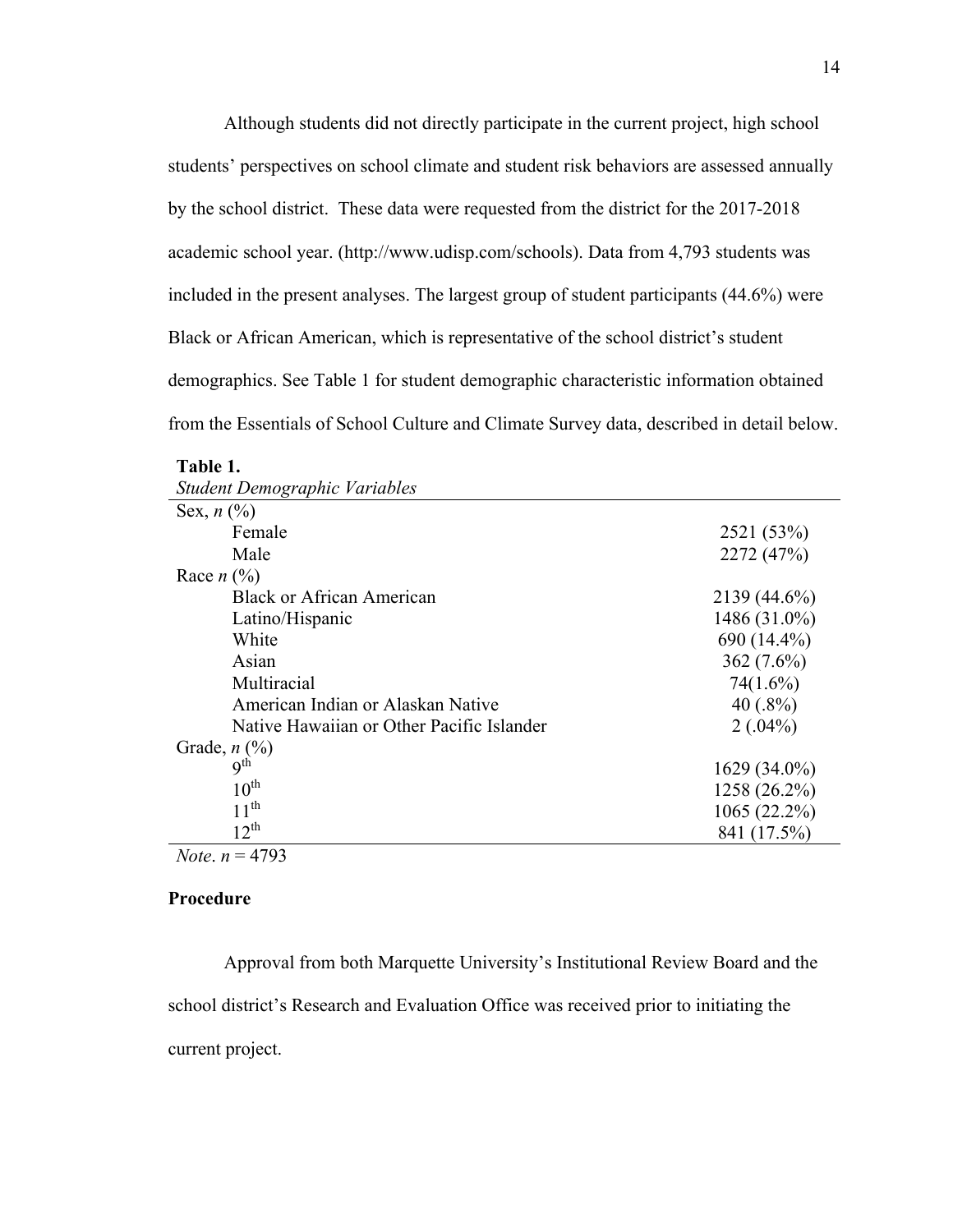Although students did not directly participate in the current project, high school students' perspectives on school climate and student risk behaviors are assessed annually by the school district. These data were requested from the district for the 2017-2018 academic school year. (http://www.udisp.com/schools). Data from 4,793 students was included in the present analyses. The largest group of student participants (44.6%) were Black or African American, which is representative of the school district's student demographics. See Table 1 for student demographic characteristic information obtained from the Essentials of School Culture and Climate Survey data, described in detail below.

**Table 1.**
*Student Demographic Variables*

| | |
|---|---|
| Sex, *n* (%) | |
| Female | 2521 (53%) |
| Male | 2272 (47%) |
| Race *n* (%) | |
| Black or African American | 2139 (44.6%) |
| Latino/Hispanic | 1486 (31.0%) |
| White | 690 (14.4%) |
| Asian | 362 (7.6%) |
| Multiracial | 74(1.6%) |
| American Indian or Alaskan Native | 40 (.8%) |
| Native Hawaiian or Other Pacific Islander | 2 (.04%) |
| Grade, *n* (%) | |
| $9^{th}$ | 1629 (34.0%) |
| $10^{th}$ | 1258 (26.2%) |
| $11^{th}$ | 1065 (22.2%) |
| $12^{th}$ | 841 (17.5%) |

*Note*. *n* = 4793

**Procedure**

Approval from both Marquette University's Institutional Review Board and the school district's Research and Evaluation Office was received prior to initiating the current project.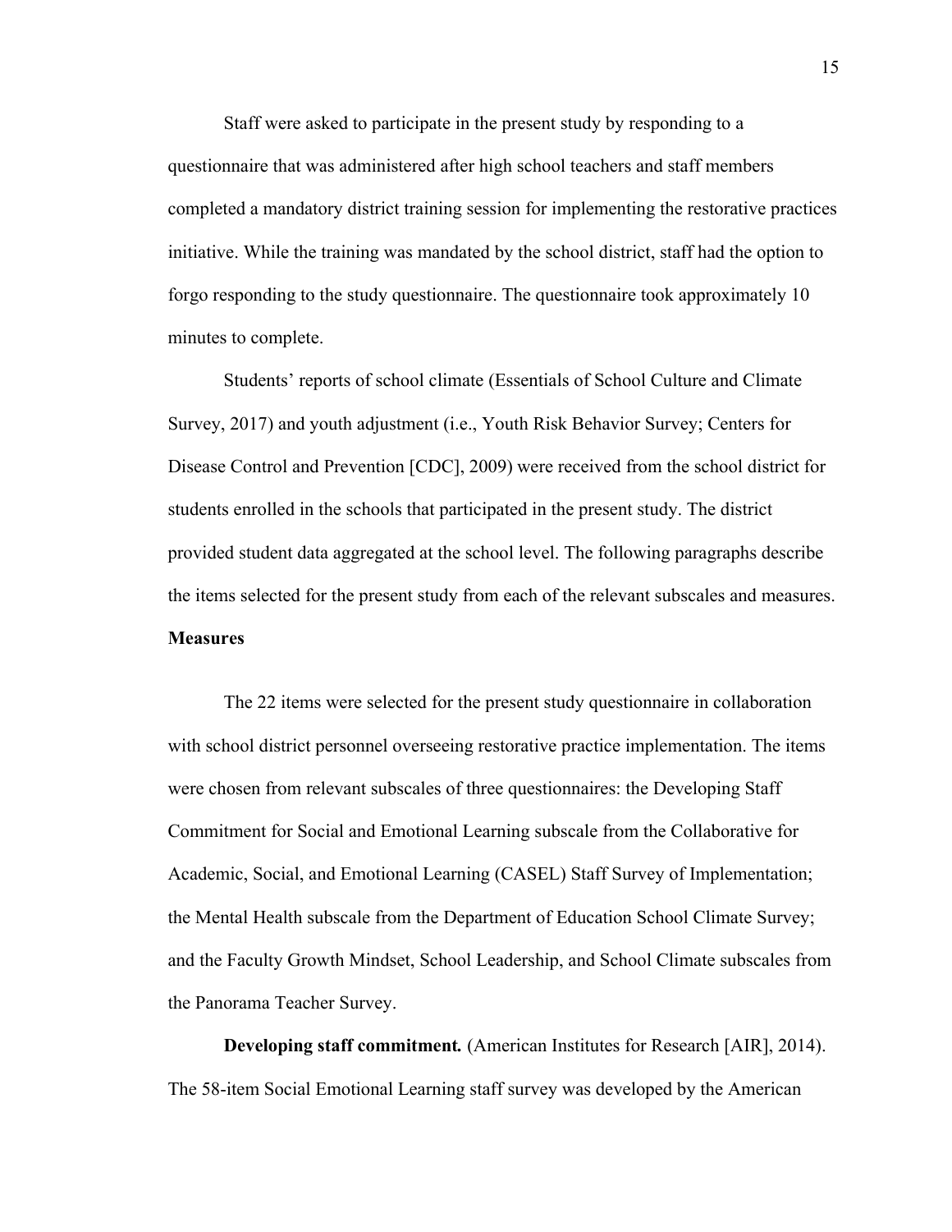Staff were asked to participate in the present study by responding to a questionnaire that was administered after high school teachers and staff members completed a mandatory district training session for implementing the restorative practices initiative. While the training was mandated by the school district, staff had the option to forgo responding to the study questionnaire. The questionnaire took approximately 10 minutes to complete.

Students' reports of school climate (Essentials of School Culture and Climate Survey, 2017) and youth adjustment (i.e., Youth Risk Behavior Survey; Centers for Disease Control and Prevention [CDC], 2009) were received from the school district for students enrolled in the schools that participated in the present study. The district provided student data aggregated at the school level. The following paragraphs describe the items selected for the present study from each of the relevant subscales and measures.

## Measures

The 22 items were selected for the present study questionnaire in collaboration with school district personnel overseeing restorative practice implementation. The items were chosen from relevant subscales of three questionnaires: the Developing Staff Commitment for Social and Emotional Learning subscale from the Collaborative for Academic, Social, and Emotional Learning (CASEL) Staff Survey of Implementation; the Mental Health subscale from the Department of Education School Climate Survey; and the Faculty Growth Mindset, School Leadership, and School Climate subscales from the Panorama Teacher Survey.

**Developing staff commitment.** (American Institutes for Research [AIR], 2014). The 58-item Social Emotional Learning staff survey was developed by the American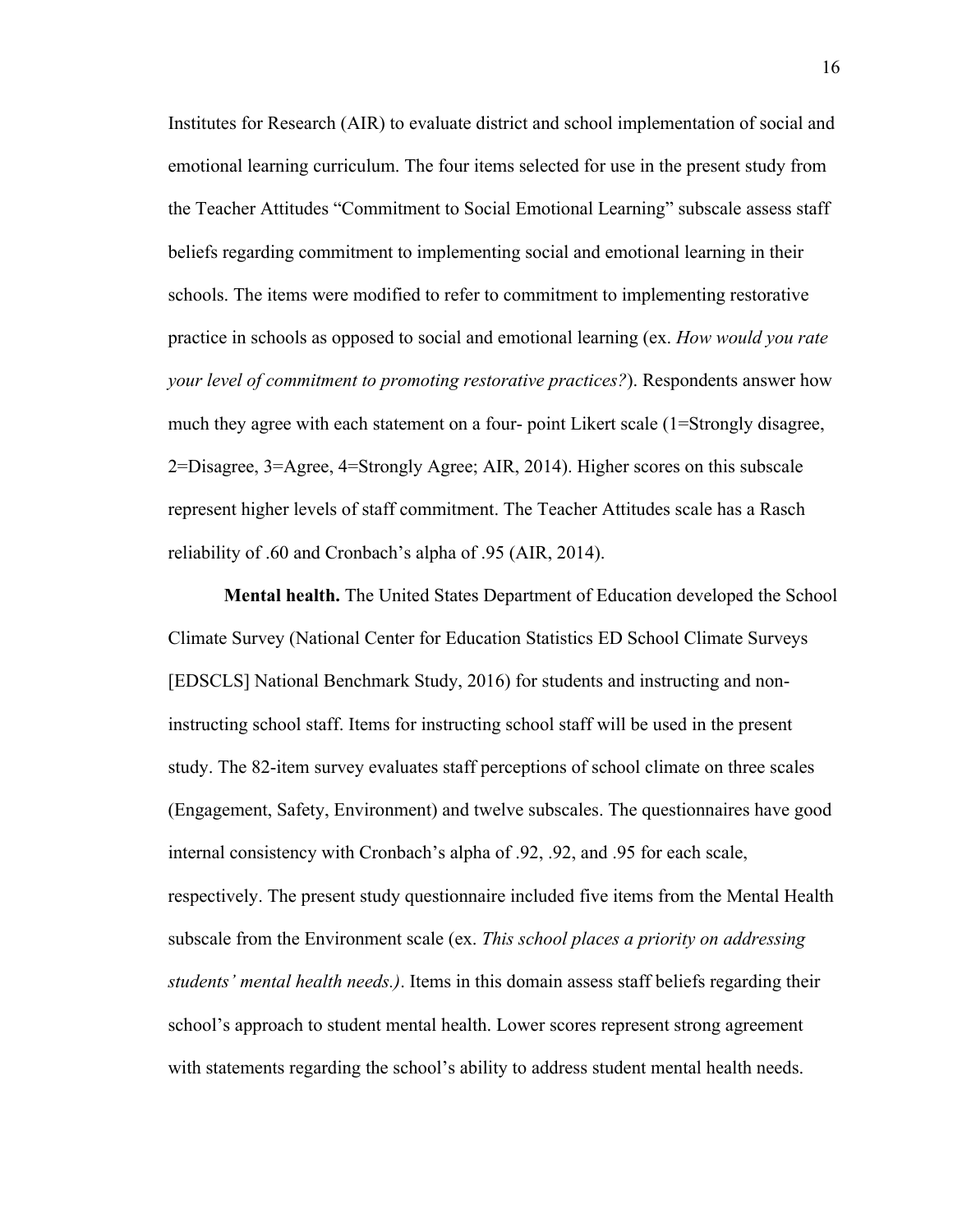Institutes for Research (AIR) to evaluate district and school implementation of social and emotional learning curriculum. The four items selected for use in the present study from the Teacher Attitudes "Commitment to Social Emotional Learning" subscale assess staff beliefs regarding commitment to implementing social and emotional learning in their schools. The items were modified to refer to commitment to implementing restorative practice in schools as opposed to social and emotional learning (ex. *How would you rate your level of commitment to promoting restorative practices?*). Respondents answer how much they agree with each statement on a four- point Likert scale (1=Strongly disagree, 2=Disagree, 3=Agree, 4=Strongly Agree; AIR, 2014). Higher scores on this subscale represent higher levels of staff commitment. The Teacher Attitudes scale has a Rasch reliability of .60 and Cronbach's alpha of .95 (AIR, 2014).

**Mental health.** The United States Department of Education developed the School Climate Survey (National Center for Education Statistics ED School Climate Surveys [EDSCLS] National Benchmark Study, 2016) for students and instructing and non-instructing school staff. Items for instructing school staff will be used in the present study. The 82-item survey evaluates staff perceptions of school climate on three scales (Engagement, Safety, Environment) and twelve subscales. The questionnaires have good internal consistency with Cronbach's alpha of .92, .92, and .95 for each scale, respectively. The present study questionnaire included five items from the Mental Health subscale from the Environment scale (ex. *This school places a priority on addressing students' mental health needs.)*. Items in this domain assess staff beliefs regarding their school's approach to student mental health. Lower scores represent strong agreement with statements regarding the school's ability to address student mental health needs.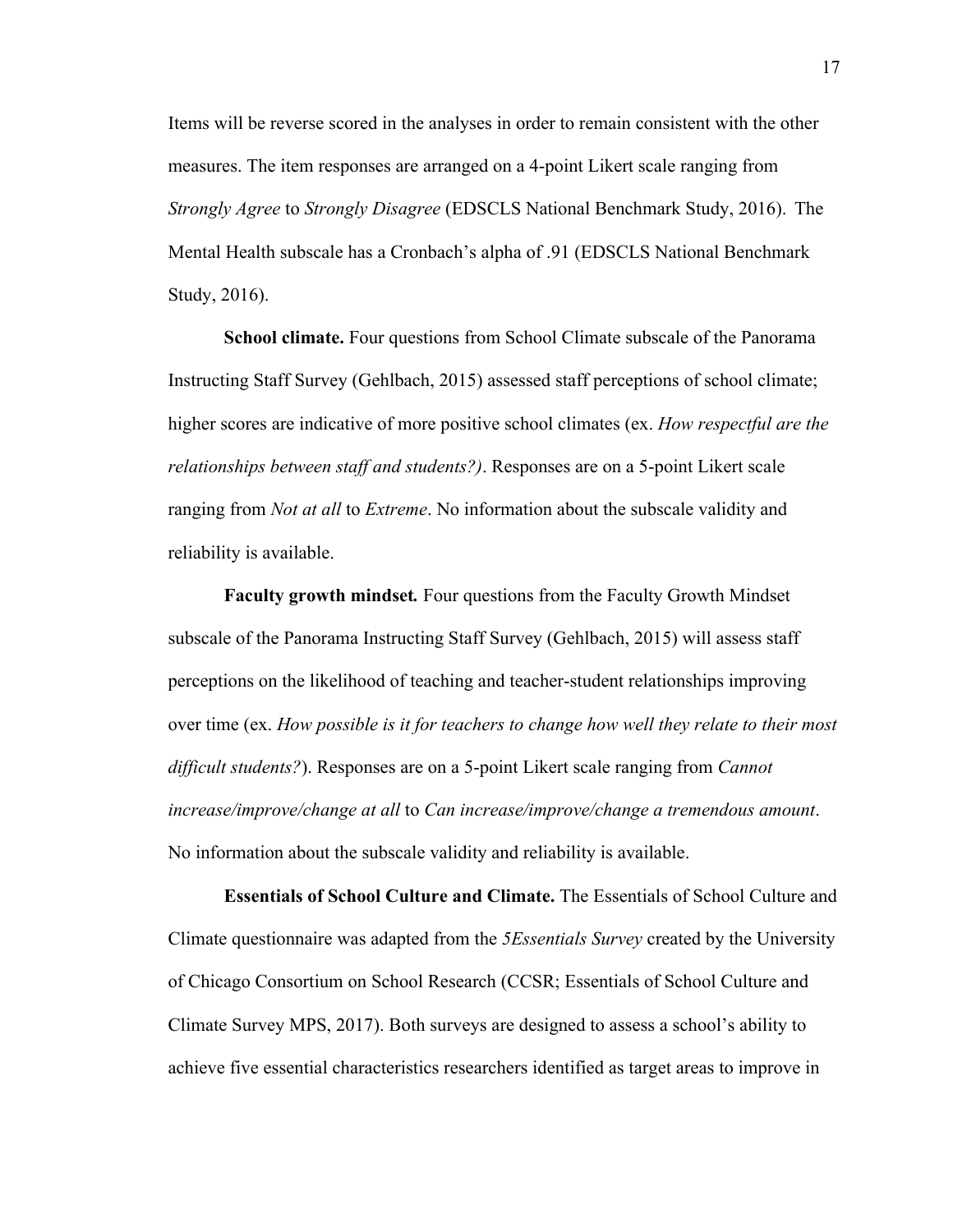Items will be reverse scored in the analyses in order to remain consistent with the other measures. The item responses are arranged on a 4-point Likert scale ranging from *Strongly Agree* to *Strongly Disagree* (EDSCLS National Benchmark Study, 2016). The Mental Health subscale has a Cronbach's alpha of .91 (EDSCLS National Benchmark Study, 2016).

**School climate.** Four questions from School Climate subscale of the Panorama Instructing Staff Survey (Gehlbach, 2015) assessed staff perceptions of school climate; higher scores are indicative of more positive school climates (ex. *How respectful are the relationships between staff and students?)*. Responses are on a 5-point Likert scale ranging from *Not at all* to *Extreme*. No information about the subscale validity and reliability is available.

***Faculty growth mindset.*** Four questions from the Faculty Growth Mindset subscale of the Panorama Instructing Staff Survey (Gehlbach, 2015) will assess staff perceptions on the likelihood of teaching and teacher-student relationships improving over time (ex. *How possible is it for teachers to change how well they relate to their most difficult students?*). Responses are on a 5-point Likert scale ranging from *Cannot increase/improve/change at all* to *Can increase/improve/change a tremendous amount*. No information about the subscale validity and reliability is available.

**Essentials of School Culture and Climate.** The Essentials of School Culture and Climate questionnaire was adapted from the *5Essentials Survey* created by the University of Chicago Consortium on School Research (CCSR; Essentials of School Culture and Climate Survey MPS, 2017). Both surveys are designed to assess a school's ability to achieve five essential characteristics researchers identified as target areas to improve in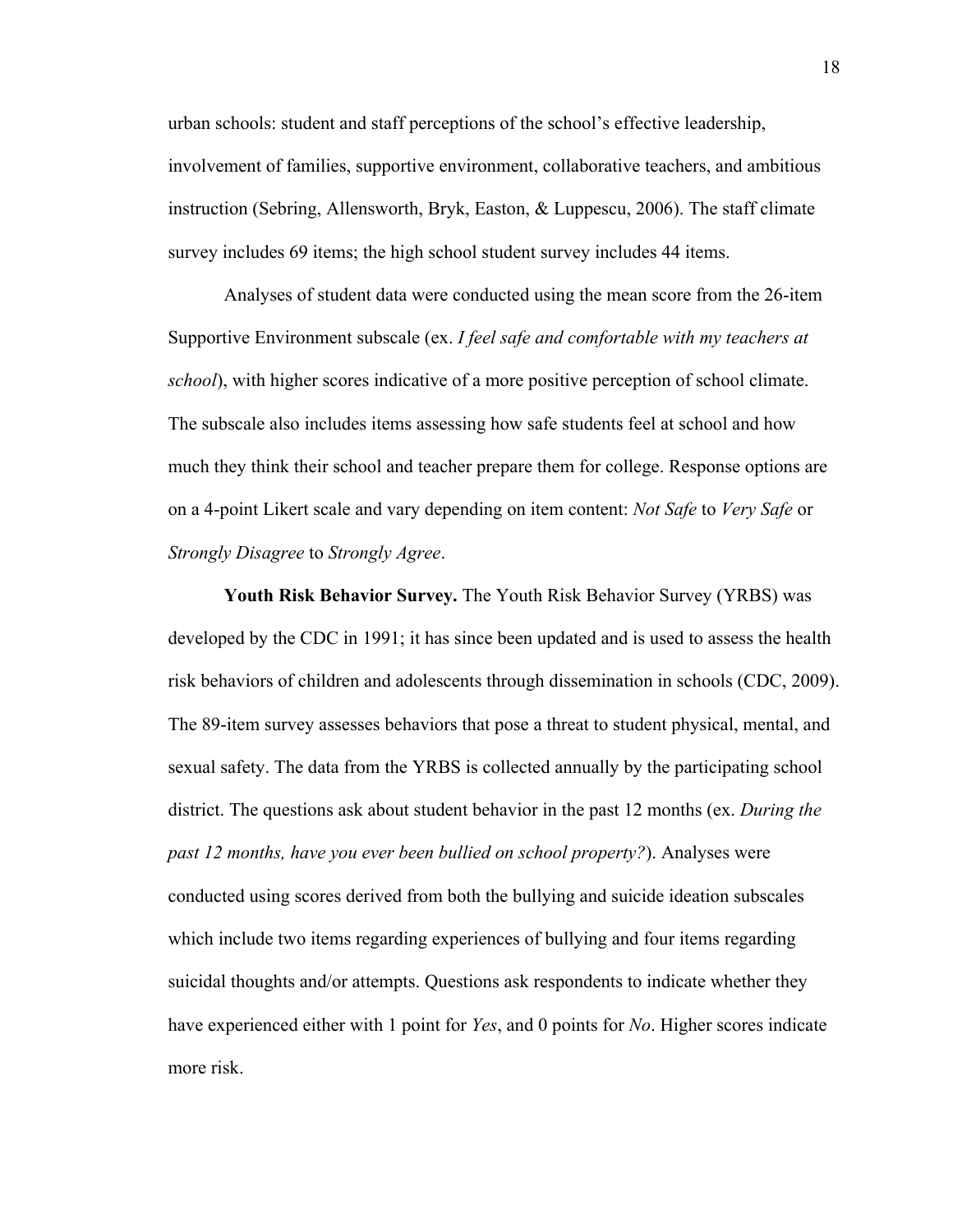urban schools: student and staff perceptions of the school's effective leadership, involvement of families, supportive environment, collaborative teachers, and ambitious instruction (Sebring, Allensworth, Bryk, Easton, & Luppescu, 2006). The staff climate survey includes 69 items; the high school student survey includes 44 items.

Analyses of student data were conducted using the mean score from the 26-item Supportive Environment subscale (ex. *I feel safe and comfortable with my teachers at school*), with higher scores indicative of a more positive perception of school climate. The subscale also includes items assessing how safe students feel at school and how much they think their school and teacher prepare them for college. Response options are on a 4-point Likert scale and vary depending on item content: *Not Safe* to *Very Safe* or *Strongly Disagree* to *Strongly Agree*.

**Youth Risk Behavior Survey.** The Youth Risk Behavior Survey (YRBS) was developed by the CDC in 1991; it has since been updated and is used to assess the health risk behaviors of children and adolescents through dissemination in schools (CDC, 2009). The 89-item survey assesses behaviors that pose a threat to student physical, mental, and sexual safety. The data from the YRBS is collected annually by the participating school district. The questions ask about student behavior in the past 12 months (ex. *During the past 12 months, have you ever been bullied on school property?*). Analyses were conducted using scores derived from both the bullying and suicide ideation subscales which include two items regarding experiences of bullying and four items regarding suicidal thoughts and/or attempts. Questions ask respondents to indicate whether they have experienced either with 1 point for *Yes*, and 0 points for *No*. Higher scores indicate more risk.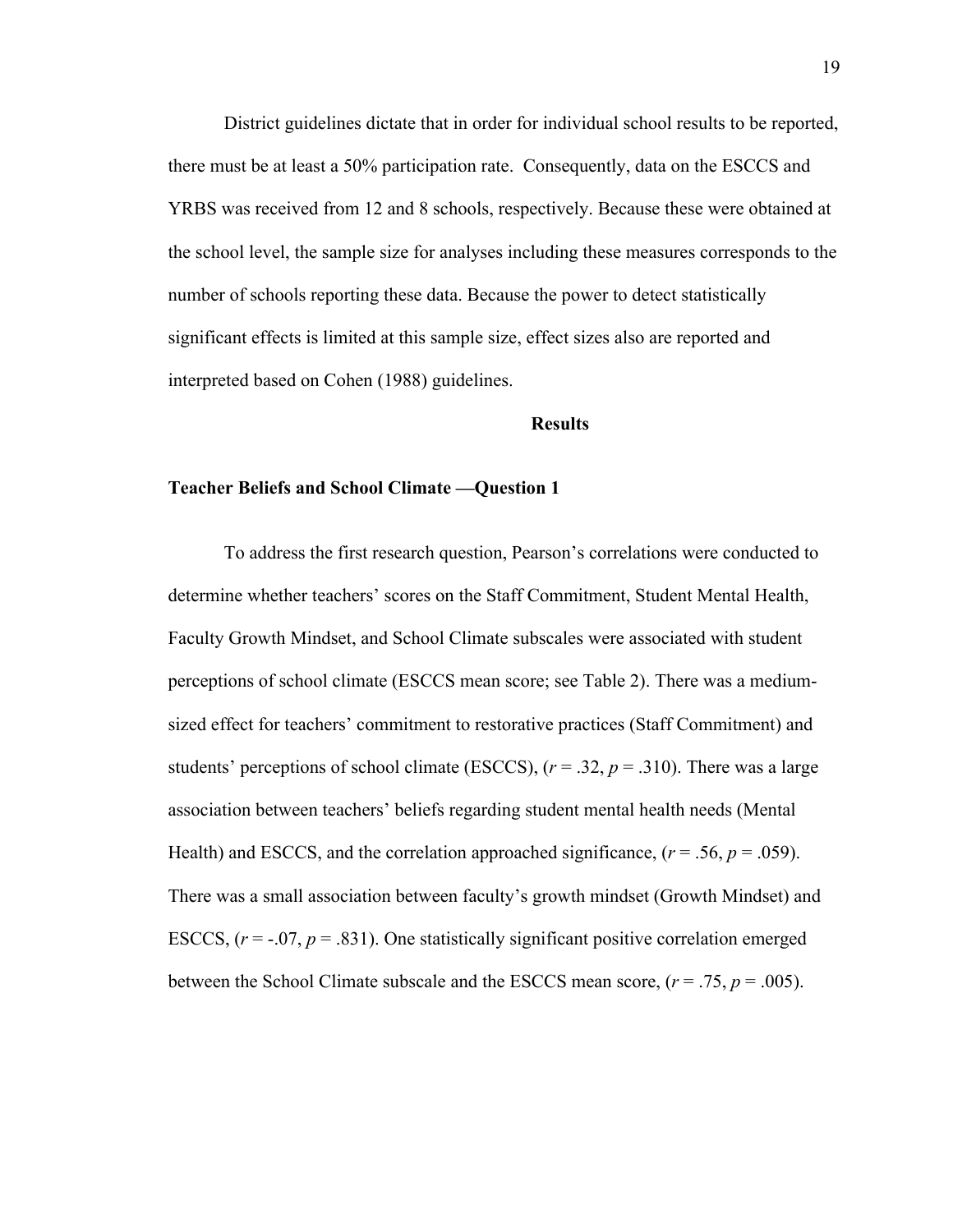District guidelines dictate that in order for individual school results to be reported, there must be at least a 50% participation rate. Consequently, data on the ESCCS and YRBS was received from 12 and 8 schools, respectively. Because these were obtained at the school level, the sample size for analyses including these measures corresponds to the number of schools reporting these data. Because the power to detect statistically significant effects is limited at this sample size, effect sizes also are reported and interpreted based on Cohen (1988) guidelines.

## Results

### Teacher Beliefs and School Climate —Question 1

To address the first research question, Pearson's correlations were conducted to determine whether teachers' scores on the Staff Commitment, Student Mental Health, Faculty Growth Mindset, and School Climate subscales were associated with student perceptions of school climate (ESCCS mean score; see Table 2). There was a medium-sized effect for teachers' commitment to restorative practices (Staff Commitment) and students' perceptions of school climate (ESCCS), ($r = .32$, $p = .310$). There was a large association between teachers' beliefs regarding student mental health needs (Mental Health) and ESCCS, and the correlation approached significance, ($r = .56$, $p = .059$). There was a small association between faculty's growth mindset (Growth Mindset) and ESCCS, ($r = -.07$, $p = .831$). One statistically significant positive correlation emerged between the School Climate subscale and the ESCCS mean score, ($r = .75$, $p = .005$).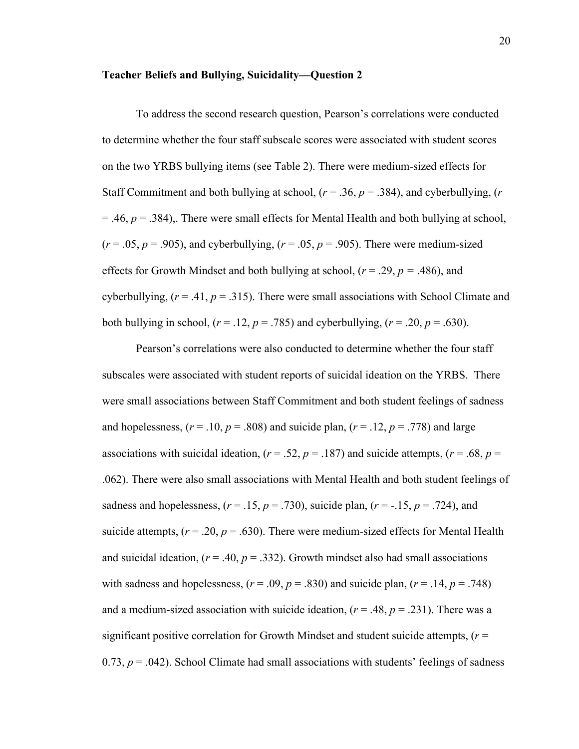**Teacher Beliefs and Bullying, Suicidality—Question 2**

To address the second research question, Pearson's correlations were conducted to determine whether the four staff subscale scores were associated with student scores on the two YRBS bullying items (see Table 2). There were medium-sized effects for Staff Commitment and both bullying at school, ($r = .36$, $p = .384$), and cyberbullying, ($r = .46$, $p = .384$),. There were small effects for Mental Health and both bullying at school, ($r = .05$, $p = .905$), and cyberbullying, ($r = .05$, $p = .905$). There were medium-sized effects for Growth Mindset and both bullying at school, ($r = .29$, $p = .486$), and cyberbullying, ($r = .41$, $p = .315$). There were small associations with School Climate and both bullying in school, ($r = .12$, $p = .785$) and cyberbullying, ($r = .20$, $p = .630$).

Pearson's correlations were also conducted to determine whether the four staff subscales were associated with student reports of suicidal ideation on the YRBS. There were small associations between Staff Commitment and both student feelings of sadness and hopelessness, ($r = .10$, $p = .808$) and suicide plan, ($r = .12$, $p = .778$) and large associations with suicidal ideation, ($r = .52$, $p = .187$) and suicide attempts, ($r = .68$, $p = .062$). There were also small associations with Mental Health and both student feelings of sadness and hopelessness, ($r = .15$, $p = .730$), suicide plan, ($r = -.15$, $p = .724$), and suicide attempts, ($r = .20$, $p = .630$). There were medium-sized effects for Mental Health and suicidal ideation, ($r = .40$, $p = .332$). Growth mindset also had small associations with sadness and hopelessness, ($r = .09$, $p = .830$) and suicide plan, ($r = .14$, $p = .748$) and a medium-sized association with suicide ideation, ($r = .48$, $p = .231$). There was a significant positive correlation for Growth Mindset and student suicide attempts, ($r = 0.73$, $p = .042$). School Climate had small associations with students' feelings of sadness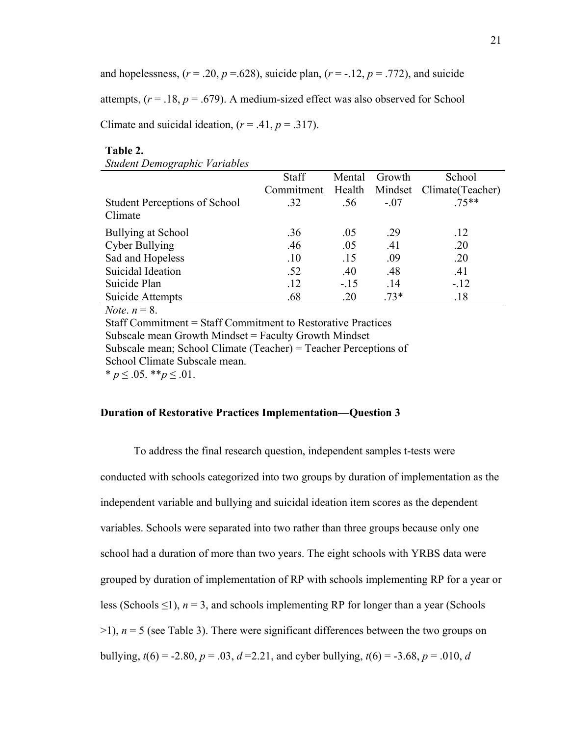and hopelessness, ($r$ = .20, $p$ =.628), suicide plan, ($r$ = -.12, $p$ = .772), and suicide attempts, ($r$ = .18, $p$ = .679). A medium-sized effect was also observed for School Climate and suicidal ideation, ($r$ = .41, $p$ = .317).

**Table 2.**
*Student Demographic Variables*

| | Staff Commitment | Mental Health | Growth Mindset | School Climate(Teacher) |
|---|---|---|---|---|
| Student Perceptions of School Climate | .32 | .56 | -.07 | .75** |
| Bullying at School | .36 | .05 | .29 | .12 |
| Cyber Bullying | .46 | .05 | .41 | .20 |
| Sad and Hopeless | .10 | .15 | .09 | .20 |
| Suicidal Ideation | .52 | .40 | .48 | .41 |
| Suicide Plan | .12 | -.15 | .14 | -.12 |
| Suicide Attempts | .68 | .20 | .73* | .18 |

*Note*. $n$ = 8.
Staff Commitment = Staff Commitment to Restorative Practices Subscale mean Growth Mindset = Faculty Growth Mindset Subscale mean; School Climate (Teacher) = Teacher Perceptions of School Climate Subscale mean.
* $p \leq .05$. ** $p \leq .01$.

**Duration of Restorative Practices Implementation—Question 3**

To address the final research question, independent samples t-tests were conducted with schools categorized into two groups by duration of implementation as the independent variable and bullying and suicidal ideation item scores as the dependent variables. Schools were separated into two rather than three groups because only one school had a duration of more than two years. The eight schools with YRBS data were grouped by duration of implementation of RP with schools implementing RP for a year or less (Schools ≤1), $n$ = 3, and schools implementing RP for longer than a year (Schools >1), $n$ = 5 (see Table 3). There were significant differences between the two groups on bullying, $t(6)$ = -2.80, $p$ = .03, $d$ =2.21, and cyber bullying, $t(6)$ = -3.68, $p$ = .010, $d$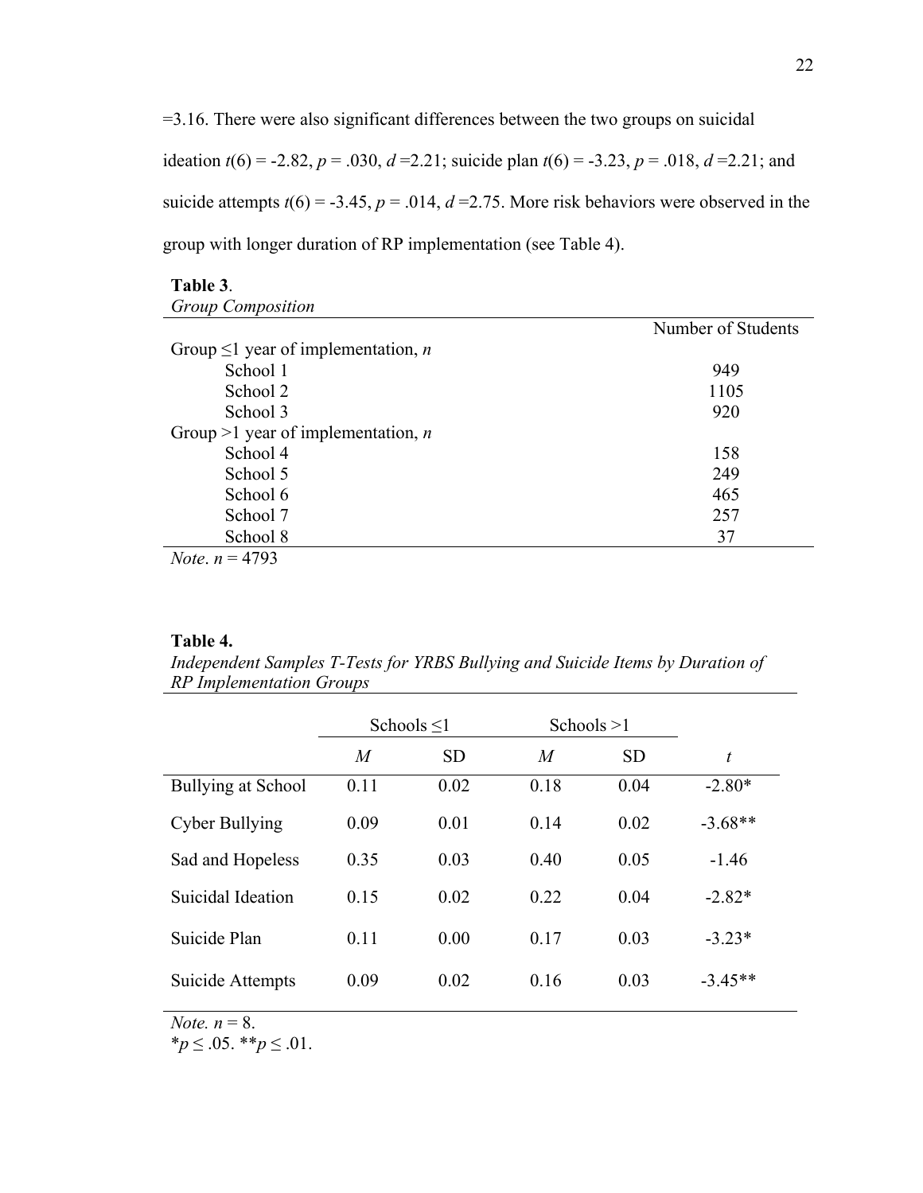=3.16. There were also significant differences between the two groups on suicidal ideation $t(6) = -2.82$, $p = .030$, $d = 2.21$; suicide plan $t(6) = -3.23$, $p = .018$, $d = 2.21$; and suicide attempts $t(6) = -3.45$, $p = .014$, $d = 2.75$. More risk behaviors were observed in the group with longer duration of RP implementation (see Table 4).

**Table 3**.
*Group Composition*

| | Number of Students |
|---|---|
| Group ≤1 year of implementation, *n* | |
| School 1 | 949 |
| School 2 | 1105 |
| School 3 | 920 |
| Group >1 year of implementation, *n* | |
| School 4 | 158 |
| School 5 | 249 |
| School 6 | 465 |
| School 7 | 257 |
| School 8 | 37 |

*Note*. $n = 4793$

**Table 4.**
*Independent Samples T-Tests for YRBS Bullying and Suicide Items by Duration of RP Implementation Groups*

| | Schools ≤1 | | Schools >1 | | |
|---|---|---|---|---|---|
| | *M* | SD | *M* | SD | *t* |
| Bullying at School | 0.11 | 0.02 | 0.18 | 0.04 | -2.80* |
| Cyber Bullying | 0.09 | 0.01 | 0.14 | 0.02 | -3.68** |
| Sad and Hopeless | 0.35 | 0.03 | 0.40 | 0.05 | -1.46 |
| Suicidal Ideation | 0.15 | 0.02 | 0.22 | 0.04 | -2.82* |
| Suicide Plan | 0.11 | 0.00 | 0.17 | 0.03 | -3.23* |
| Suicide Attempts | 0.09 | 0.02 | 0.16 | 0.03 | -3.45** |

*Note.* $n = 8$.
*$p \leq .05$. **$p \leq .01$.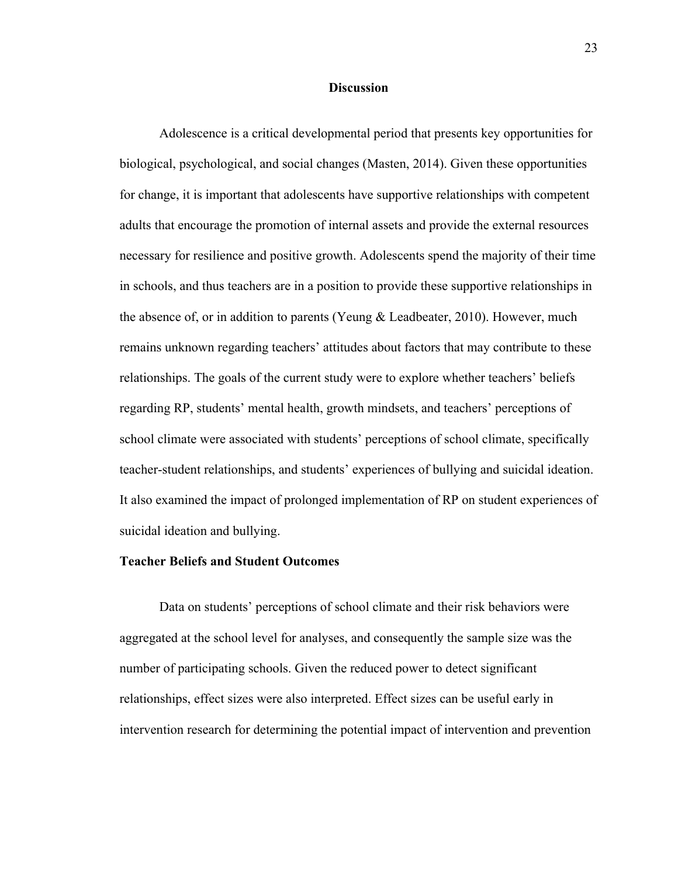## Discussion

Adolescence is a critical developmental period that presents key opportunities for biological, psychological, and social changes (Masten, 2014). Given these opportunities for change, it is important that adolescents have supportive relationships with competent adults that encourage the promotion of internal assets and provide the external resources necessary for resilience and positive growth. Adolescents spend the majority of their time in schools, and thus teachers are in a position to provide these supportive relationships in the absence of, or in addition to parents (Yeung & Leadbeater, 2010). However, much remains unknown regarding teachers' attitudes about factors that may contribute to these relationships. The goals of the current study were to explore whether teachers' beliefs regarding RP, students' mental health, growth mindsets, and teachers' perceptions of school climate were associated with students' perceptions of school climate, specifically teacher-student relationships, and students' experiences of bullying and suicidal ideation. It also examined the impact of prolonged implementation of RP on student experiences of suicidal ideation and bullying.

### Teacher Beliefs and Student Outcomes

Data on students' perceptions of school climate and their risk behaviors were aggregated at the school level for analyses, and consequently the sample size was the number of participating schools. Given the reduced power to detect significant relationships, effect sizes were also interpreted. Effect sizes can be useful early in intervention research for determining the potential impact of intervention and prevention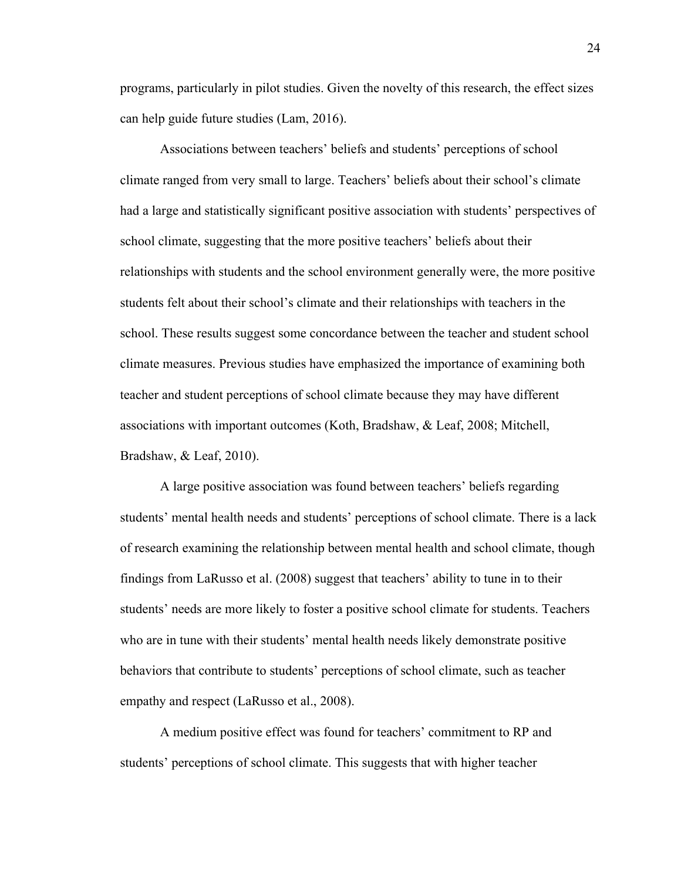programs, particularly in pilot studies. Given the novelty of this research, the effect sizes can help guide future studies (Lam, 2016).

Associations between teachers' beliefs and students' perceptions of school climate ranged from very small to large. Teachers' beliefs about their school's climate had a large and statistically significant positive association with students' perspectives of school climate, suggesting that the more positive teachers' beliefs about their relationships with students and the school environment generally were, the more positive students felt about their school's climate and their relationships with teachers in the school. These results suggest some concordance between the teacher and student school climate measures. Previous studies have emphasized the importance of examining both teacher and student perceptions of school climate because they may have different associations with important outcomes (Koth, Bradshaw, & Leaf, 2008; Mitchell, Bradshaw, & Leaf, 2010).

A large positive association was found between teachers' beliefs regarding students' mental health needs and students' perceptions of school climate. There is a lack of research examining the relationship between mental health and school climate, though findings from LaRusso et al. (2008) suggest that teachers' ability to tune in to their students' needs are more likely to foster a positive school climate for students. Teachers who are in tune with their students' mental health needs likely demonstrate positive behaviors that contribute to students' perceptions of school climate, such as teacher empathy and respect (LaRusso et al., 2008).

A medium positive effect was found for teachers' commitment to RP and students' perceptions of school climate. This suggests that with higher teacher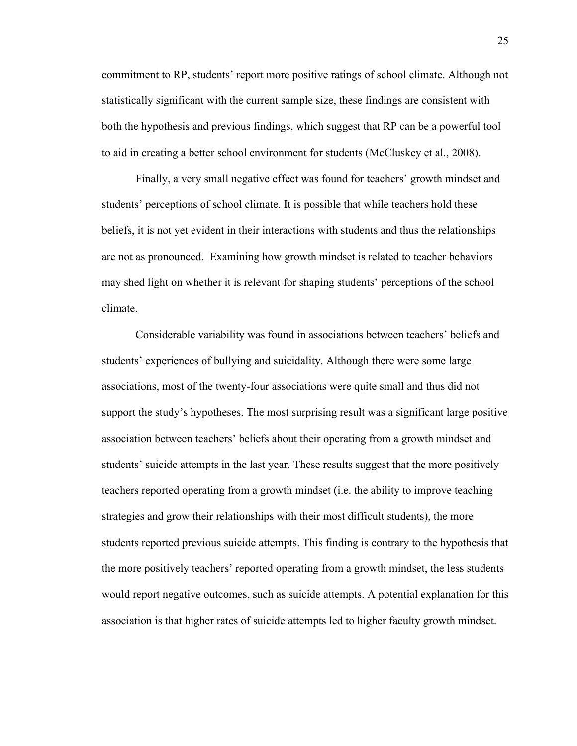commitment to RP, students' report more positive ratings of school climate. Although not statistically significant with the current sample size, these findings are consistent with both the hypothesis and previous findings, which suggest that RP can be a powerful tool to aid in creating a better school environment for students (McCluskey et al., 2008).

Finally, a very small negative effect was found for teachers' growth mindset and students' perceptions of school climate. It is possible that while teachers hold these beliefs, it is not yet evident in their interactions with students and thus the relationships are not as pronounced. Examining how growth mindset is related to teacher behaviors may shed light on whether it is relevant for shaping students' perceptions of the school climate.

Considerable variability was found in associations between teachers' beliefs and students' experiences of bullying and suicidality. Although there were some large associations, most of the twenty-four associations were quite small and thus did not support the study's hypotheses. The most surprising result was a significant large positive association between teachers' beliefs about their operating from a growth mindset and students' suicide attempts in the last year. These results suggest that the more positively teachers reported operating from a growth mindset (i.e. the ability to improve teaching strategies and grow their relationships with their most difficult students), the more students reported previous suicide attempts. This finding is contrary to the hypothesis that the more positively teachers' reported operating from a growth mindset, the less students would report negative outcomes, such as suicide attempts. A potential explanation for this association is that higher rates of suicide attempts led to higher faculty growth mindset.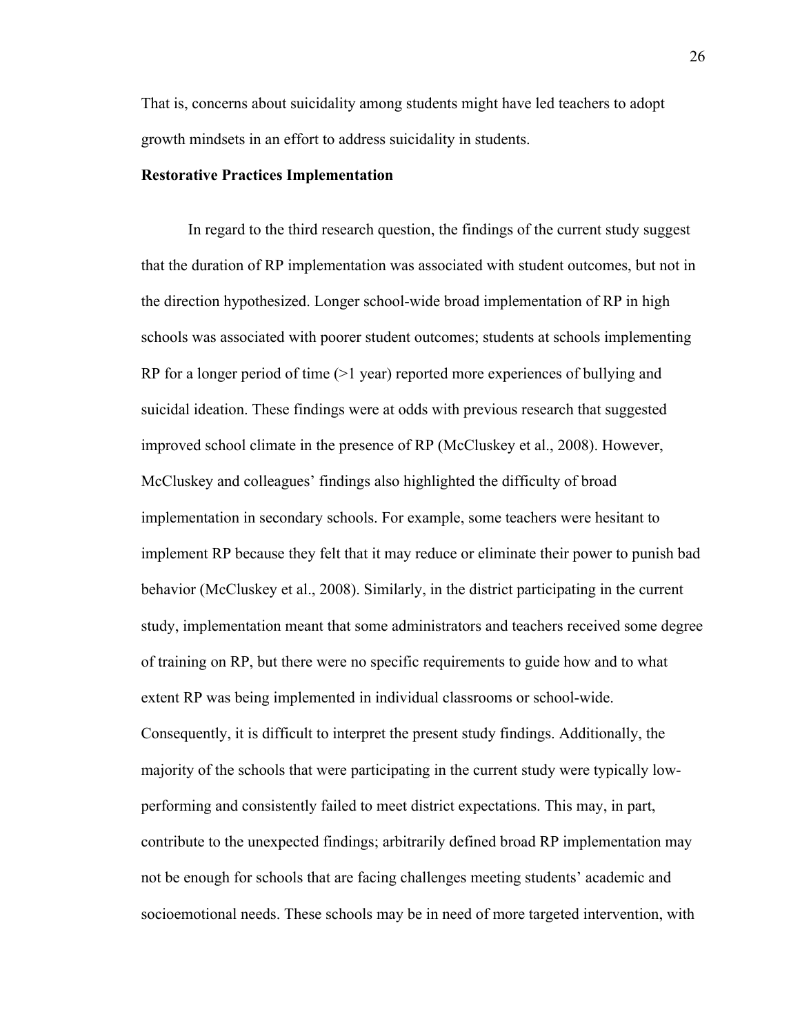That is, concerns about suicidality among students might have led teachers to adopt growth mindsets in an effort to address suicidality in students.

**Restorative Practices Implementation**

In regard to the third research question, the findings of the current study suggest that the duration of RP implementation was associated with student outcomes, but not in the direction hypothesized. Longer school-wide broad implementation of RP in high schools was associated with poorer student outcomes; students at schools implementing RP for a longer period of time (>1 year) reported more experiences of bullying and suicidal ideation. These findings were at odds with previous research that suggested improved school climate in the presence of RP (McCluskey et al., 2008). However, McCluskey and colleagues' findings also highlighted the difficulty of broad implementation in secondary schools. For example, some teachers were hesitant to implement RP because they felt that it may reduce or eliminate their power to punish bad behavior (McCluskey et al., 2008). Similarly, in the district participating in the current study, implementation meant that some administrators and teachers received some degree of training on RP, but there were no specific requirements to guide how and to what extent RP was being implemented in individual classrooms or school-wide. Consequently, it is difficult to interpret the present study findings. Additionally, the majority of the schools that were participating in the current study were typically low-performing and consistently failed to meet district expectations. This may, in part, contribute to the unexpected findings; arbitrarily defined broad RP implementation may not be enough for schools that are facing challenges meeting students' academic and socioemotional needs. These schools may be in need of more targeted intervention, with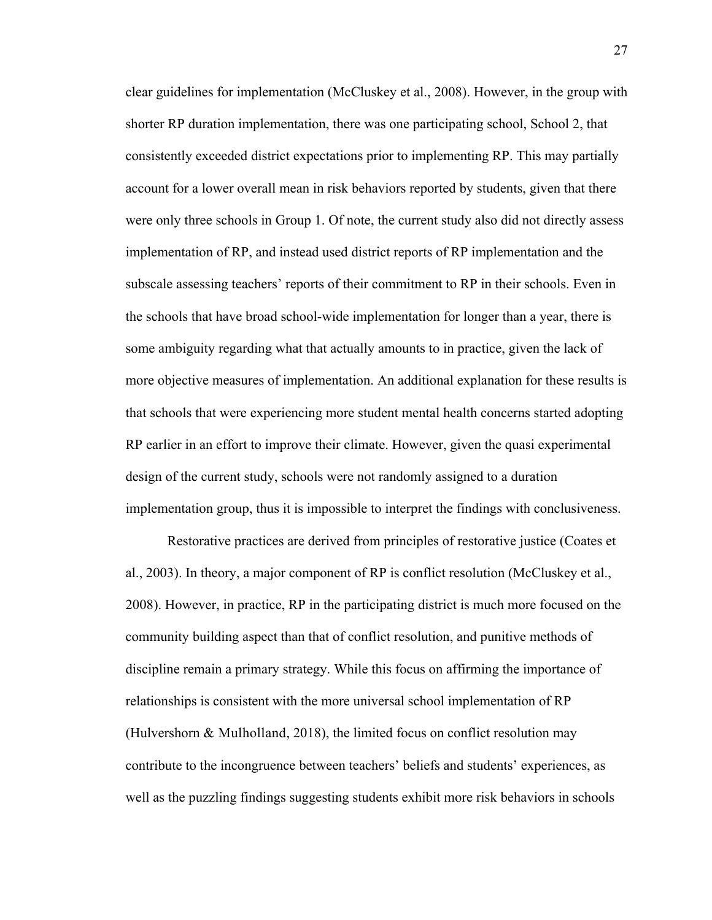clear guidelines for implementation (McCluskey et al., 2008). However, in the group with shorter RP duration implementation, there was one participating school, School 2, that consistently exceeded district expectations prior to implementing RP. This may partially account for a lower overall mean in risk behaviors reported by students, given that there were only three schools in Group 1. Of note, the current study also did not directly assess implementation of RP, and instead used district reports of RP implementation and the subscale assessing teachers' reports of their commitment to RP in their schools. Even in the schools that have broad school-wide implementation for longer than a year, there is some ambiguity regarding what that actually amounts to in practice, given the lack of more objective measures of implementation. An additional explanation for these results is that schools that were experiencing more student mental health concerns started adopting RP earlier in an effort to improve their climate. However, given the quasi experimental design of the current study, schools were not randomly assigned to a duration implementation group, thus it is impossible to interpret the findings with conclusiveness.

Restorative practices are derived from principles of restorative justice (Coates et al., 2003). In theory, a major component of RP is conflict resolution (McCluskey et al., 2008). However, in practice, RP in the participating district is much more focused on the community building aspect than that of conflict resolution, and punitive methods of discipline remain a primary strategy. While this focus on affirming the importance of relationships is consistent with the more universal school implementation of RP (Hulvershorn & Mulholland, 2018), the limited focus on conflict resolution may contribute to the incongruence between teachers' beliefs and students' experiences, as well as the puzzling findings suggesting students exhibit more risk behaviors in schools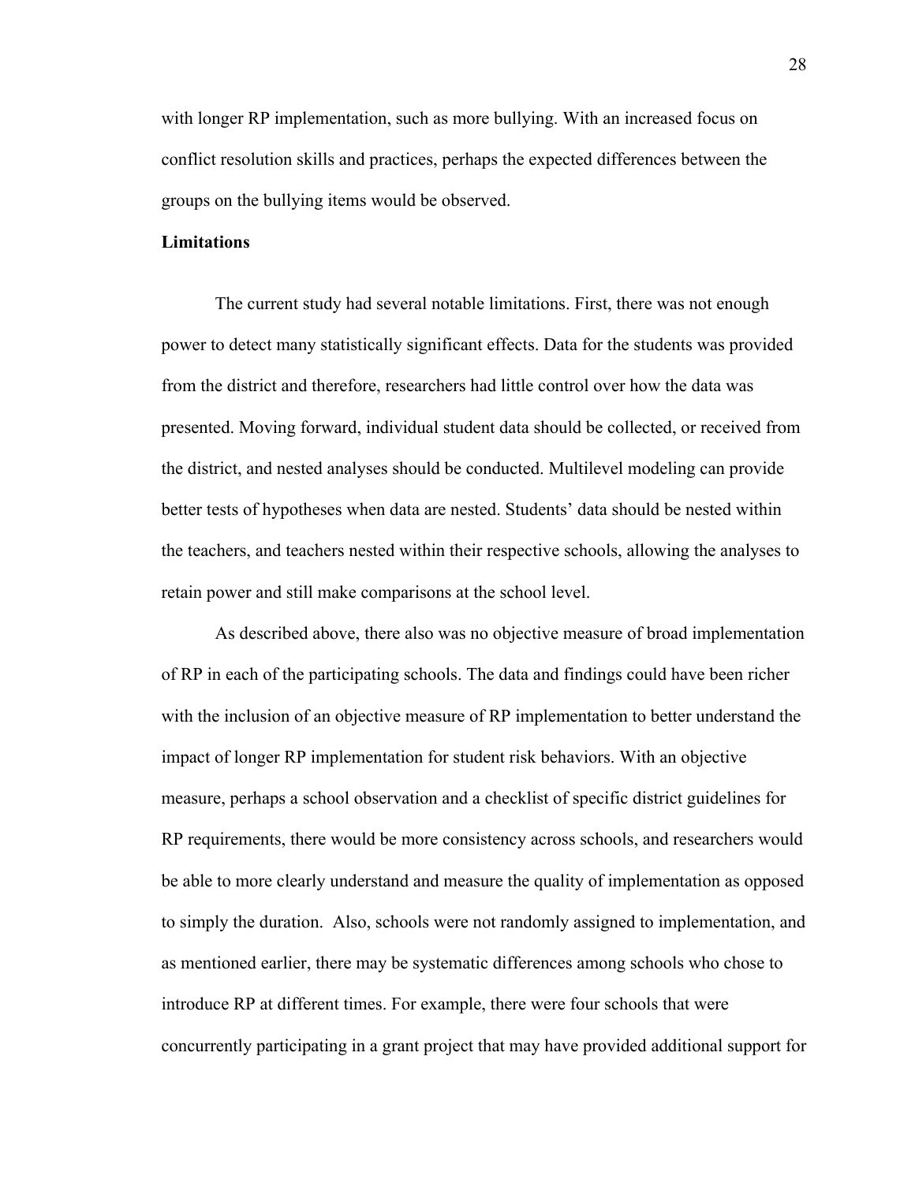with longer RP implementation, such as more bullying. With an increased focus on conflict resolution skills and practices, perhaps the expected differences between the groups on the bullying items would be observed.

**Limitations**

The current study had several notable limitations. First, there was not enough power to detect many statistically significant effects. Data for the students was provided from the district and therefore, researchers had little control over how the data was presented. Moving forward, individual student data should be collected, or received from the district, and nested analyses should be conducted. Multilevel modeling can provide better tests of hypotheses when data are nested. Students' data should be nested within the teachers, and teachers nested within their respective schools, allowing the analyses to retain power and still make comparisons at the school level.

As described above, there also was no objective measure of broad implementation of RP in each of the participating schools. The data and findings could have been richer with the inclusion of an objective measure of RP implementation to better understand the impact of longer RP implementation for student risk behaviors. With an objective measure, perhaps a school observation and a checklist of specific district guidelines for RP requirements, there would be more consistency across schools, and researchers would be able to more clearly understand and measure the quality of implementation as opposed to simply the duration. Also, schools were not randomly assigned to implementation, and as mentioned earlier, there may be systematic differences among schools who chose to introduce RP at different times. For example, there were four schools that were concurrently participating in a grant project that may have provided additional support for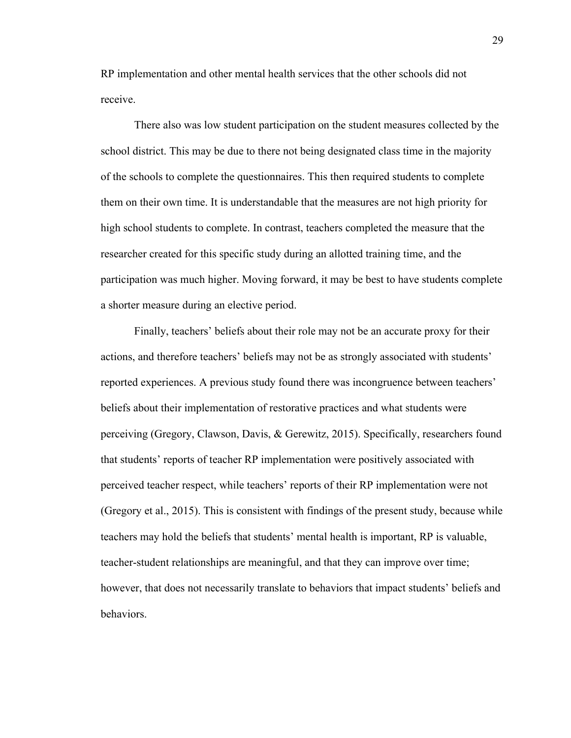RP implementation and other mental health services that the other schools did not receive.

There also was low student participation on the student measures collected by the school district. This may be due to there not being designated class time in the majority of the schools to complete the questionnaires. This then required students to complete them on their own time. It is understandable that the measures are not high priority for high school students to complete. In contrast, teachers completed the measure that the researcher created for this specific study during an allotted training time, and the participation was much higher. Moving forward, it may be best to have students complete a shorter measure during an elective period.

Finally, teachers' beliefs about their role may not be an accurate proxy for their actions, and therefore teachers' beliefs may not be as strongly associated with students' reported experiences. A previous study found there was incongruence between teachers' beliefs about their implementation of restorative practices and what students were perceiving (Gregory, Clawson, Davis, & Gerewitz, 2015). Specifically, researchers found that students' reports of teacher RP implementation were positively associated with perceived teacher respect, while teachers' reports of their RP implementation were not (Gregory et al., 2015). This is consistent with findings of the present study, because while teachers may hold the beliefs that students' mental health is important, RP is valuable, teacher-student relationships are meaningful, and that they can improve over time; however, that does not necessarily translate to behaviors that impact students' beliefs and behaviors.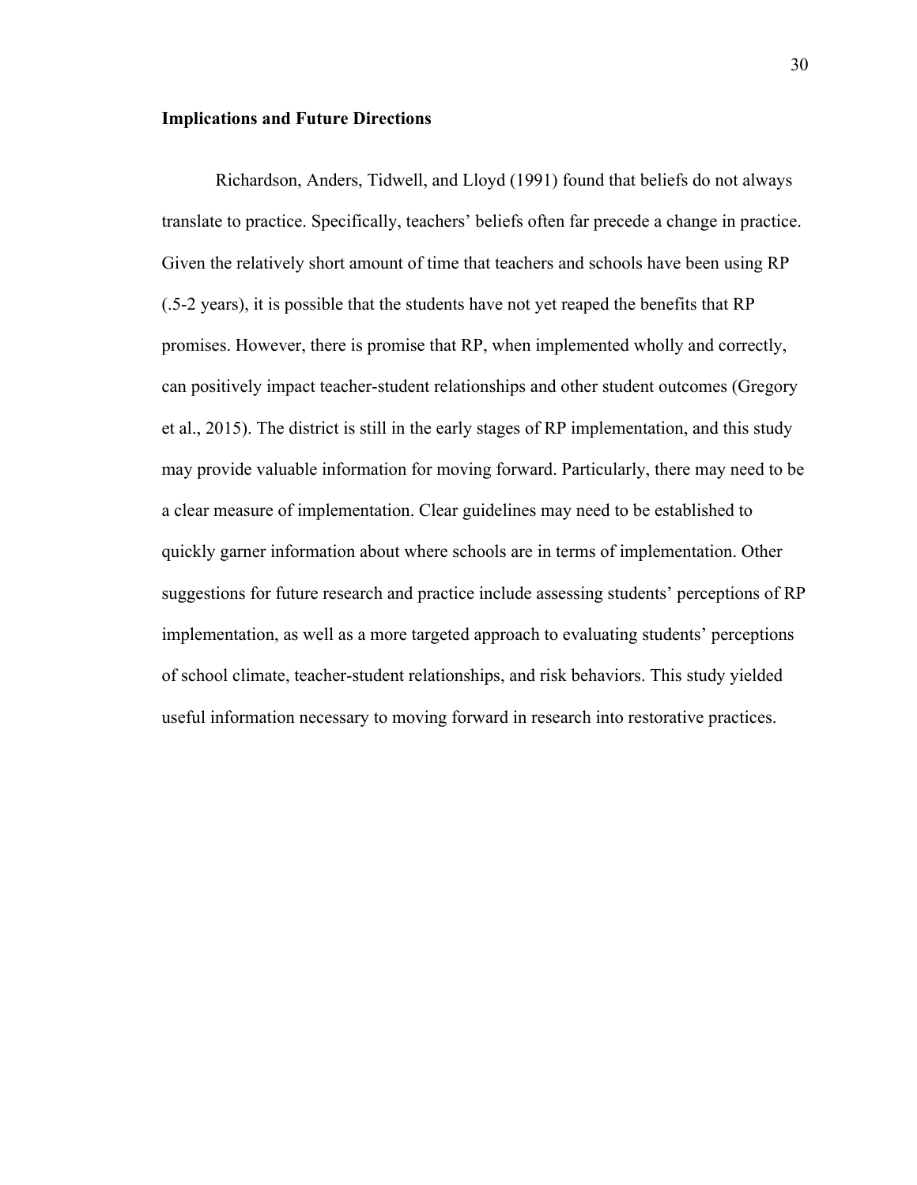**Implications and Future Directions**

Richardson, Anders, Tidwell, and Lloyd (1991) found that beliefs do not always translate to practice. Specifically, teachers' beliefs often far precede a change in practice. Given the relatively short amount of time that teachers and schools have been using RP (.5-2 years), it is possible that the students have not yet reaped the benefits that RP promises. However, there is promise that RP, when implemented wholly and correctly, can positively impact teacher-student relationships and other student outcomes (Gregory et al., 2015). The district is still in the early stages of RP implementation, and this study may provide valuable information for moving forward. Particularly, there may need to be a clear measure of implementation. Clear guidelines may need to be established to quickly garner information about where schools are in terms of implementation. Other suggestions for future research and practice include assessing students' perceptions of RP implementation, as well as a more targeted approach to evaluating students' perceptions of school climate, teacher-student relationships, and risk behaviors. This study yielded useful information necessary to moving forward in research into restorative practices.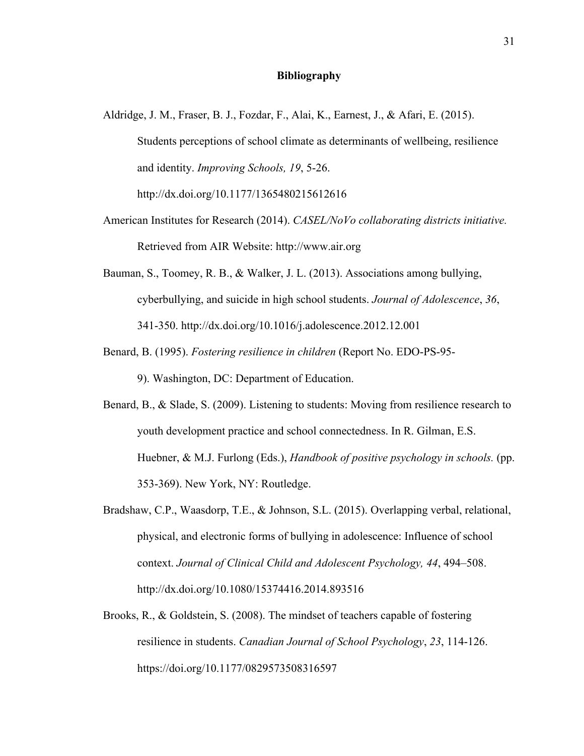# Bibliography

Aldridge, J. M., Fraser, B. J., Fozdar, F., Alai, K., Earnest, J., & Afari, E. (2015). Students perceptions of school climate as determinants of wellbeing, resilience and identity. *Improving Schools, 19*, 5-26. http://dx.doi.org/10.1177/1365480215612616

American Institutes for Research (2014). *CASEL/NoVo collaborating districts initiative.* Retrieved from AIR Website: http://www.air.org

Bauman, S., Toomey, R. B., & Walker, J. L. (2013). Associations among bullying, cyberbullying, and suicide in high school students. *Journal of Adolescence*, *36*, 341-350. http://dx.doi.org/10.1016/j.adolescence.2012.12.001

Benard, B. (1995). *Fostering resilience in children* (Report No. EDO-PS-95-9). Washington, DC: Department of Education.

Benard, B., & Slade, S. (2009). Listening to students: Moving from resilience research to youth development practice and school connectedness. In R. Gilman, E.S. Huebner, & M.J. Furlong (Eds.), *Handbook of positive psychology in schools.* (pp. 353-369). New York, NY: Routledge.

Bradshaw, C.P., Waasdorp, T.E., & Johnson, S.L. (2015). Overlapping verbal, relational, physical, and electronic forms of bullying in adolescence: Influence of school context. *Journal of Clinical Child and Adolescent Psychology, 44*, 494–508. http://dx.doi.org/10.1080/15374416.2014.893516

Brooks, R., & Goldstein, S. (2008). The mindset of teachers capable of fostering resilience in students. *Canadian Journal of School Psychology*, *23*, 114-126. https://doi.org/10.1177/0829573508316597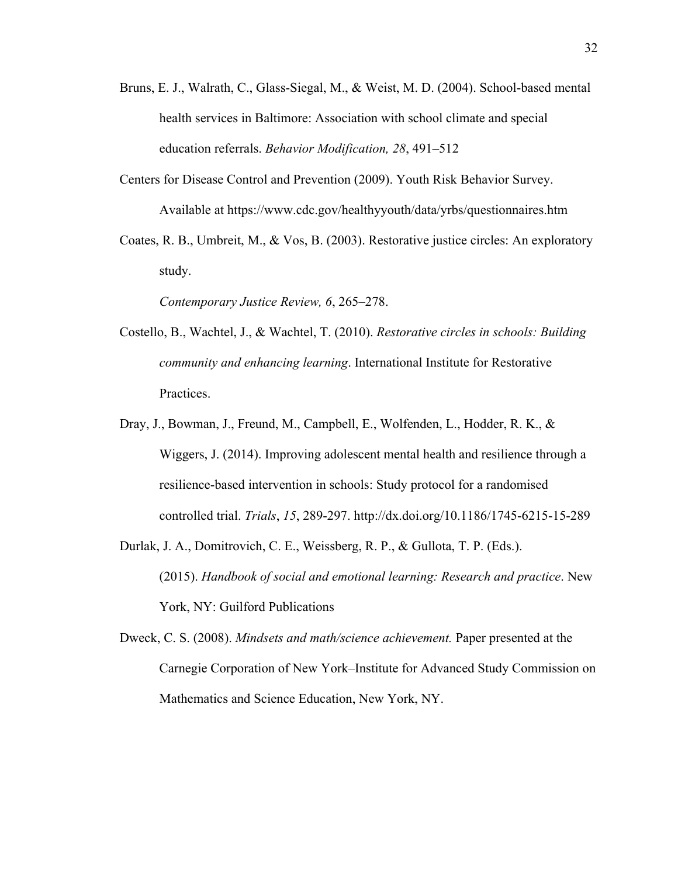Bruns, E. J., Walrath, C., Glass-Siegal, M., & Weist, M. D. (2004). School-based mental health services in Baltimore: Association with school climate and special education referrals. *Behavior Modification, 28*, 491–512

Centers for Disease Control and Prevention (2009). Youth Risk Behavior Survey. Available at https://www.cdc.gov/healthyyouth/data/yrbs/questionnaires.htm

Coates, R. B., Umbreit, M., & Vos, B. (2003). Restorative justice circles: An exploratory study.

*Contemporary Justice Review, 6*, 265–278.

Costello, B., Wachtel, J., & Wachtel, T. (2010). *Restorative circles in schools: Building community and enhancing learning*. International Institute for Restorative Practices.

Dray, J., Bowman, J., Freund, M., Campbell, E., Wolfenden, L., Hodder, R. K., & Wiggers, J. (2014). Improving adolescent mental health and resilience through a resilience-based intervention in schools: Study protocol for a randomised controlled trial. *Trials*, *15*, 289-297. http://dx.doi.org/10.1186/1745-6215-15-289

Durlak, J. A., Domitrovich, C. E., Weissberg, R. P., & Gullota, T. P. (Eds.). (2015). *Handbook of social and emotional learning: Research and practice*. New York, NY: Guilford Publications

Dweck, C. S. (2008). *Mindsets and math/science achievement.* Paper presented at the Carnegie Corporation of New York–Institute for Advanced Study Commission on Mathematics and Science Education, New York, NY.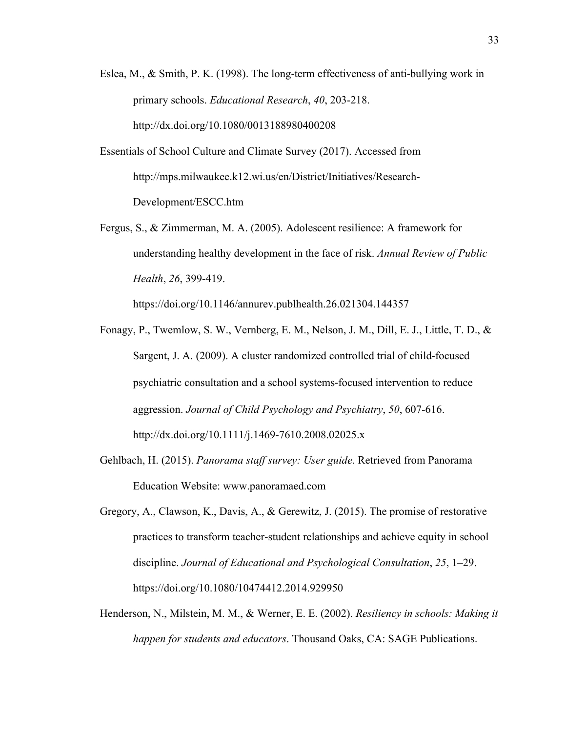Eslea, M., & Smith, P. K. (1998). The long-term effectiveness of anti-bullying work in primary schools. *Educational Research*, *40*, 203-218. http://dx.doi.org/10.1080/0013188980400208

Essentials of School Culture and Climate Survey (2017). Accessed from http://mps.milwaukee.k12.wi.us/en/District/Initiatives/Research-Development/ESCC.htm

Fergus, S., & Zimmerman, M. A. (2005). Adolescent resilience: A framework for understanding healthy development in the face of risk. *Annual Review of Public Health*, *26*, 399-419. https://doi.org/10.1146/annurev.publhealth.26.021304.144357

Fonagy, P., Twemlow, S. W., Vernberg, E. M., Nelson, J. M., Dill, E. J., Little, T. D., & Sargent, J. A. (2009). A cluster randomized controlled trial of child-focused psychiatric consultation and a school systems-focused intervention to reduce aggression. *Journal of Child Psychology and Psychiatry*, *50*, 607-616. http://dx.doi.org/10.1111/j.1469-7610.2008.02025.x

Gehlbach, H. (2015). *Panorama staff survey: User guide*. Retrieved from Panorama Education Website: www.panoramaed.com

Gregory, A., Clawson, K., Davis, A., & Gerewitz, J. (2015). The promise of restorative practices to transform teacher-student relationships and achieve equity in school discipline. *Journal of Educational and Psychological Consultation*, *25*, 1–29. https://doi.org/10.1080/10474412.2014.929950

Henderson, N., Milstein, M. M., & Werner, E. E. (2002). *Resiliency in schools: Making it happen for students and educators*. Thousand Oaks, CA: SAGE Publications.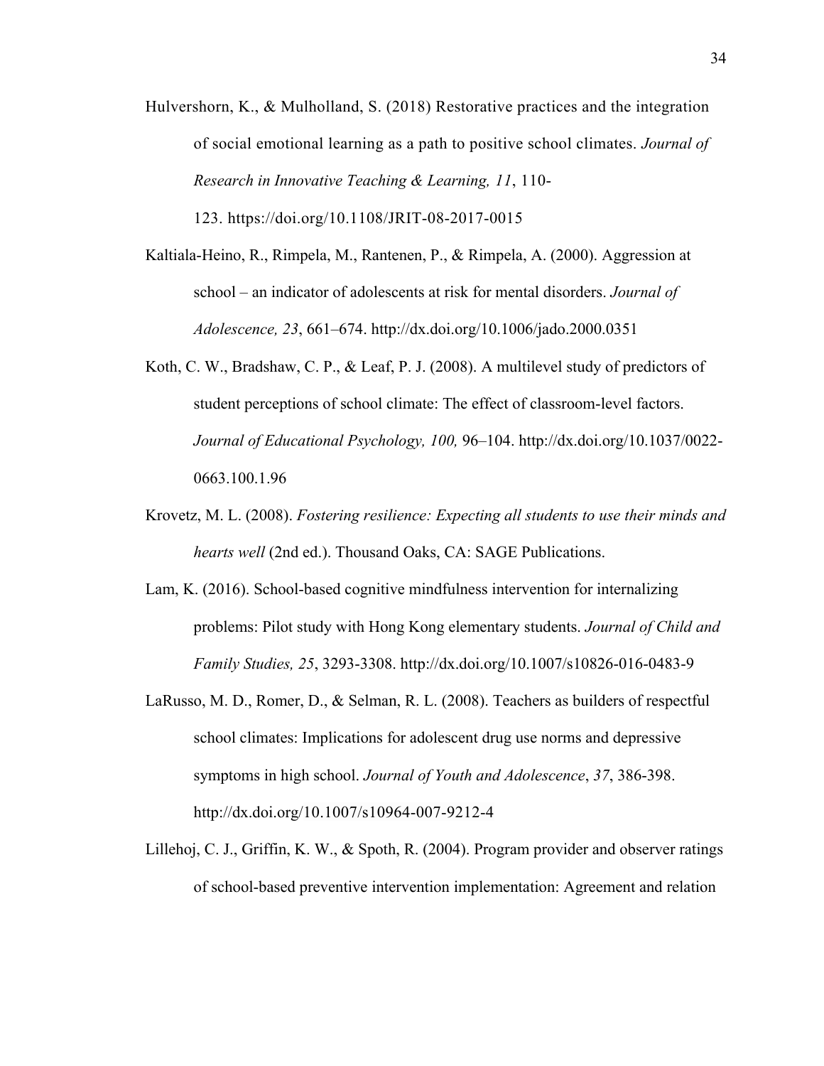Hulvershorn, K., & Mulholland, S. (2018) Restorative practices and the integration of social emotional learning as a path to positive school climates. *Journal of Research in Innovative Teaching & Learning, 11*, 110-123. https://doi.org/10.1108/JRIT-08-2017-0015

Kaltiala-Heino, R., Rimpela, M., Rantenen, P., & Rimpela, A. (2000). Aggression at school – an indicator of adolescents at risk for mental disorders. *Journal of Adolescence, 23*, 661–674. http://dx.doi.org/10.1006/jado.2000.0351

Koth, C. W., Bradshaw, C. P., & Leaf, P. J. (2008). A multilevel study of predictors of student perceptions of school climate: The effect of classroom-level factors. *Journal of Educational Psychology, 100,* 96–104. http://dx.doi.org/10.1037/0022-0663.100.1.96

Krovetz, M. L. (2008). *Fostering resilience: Expecting all students to use their minds and hearts well* (2nd ed.). Thousand Oaks, CA: SAGE Publications.

Lam, K. (2016). School-based cognitive mindfulness intervention for internalizing problems: Pilot study with Hong Kong elementary students. *Journal of Child and Family Studies, 25*, 3293-3308. http://dx.doi.org/10.1007/s10826-016-0483-9

LaRusso, M. D., Romer, D., & Selman, R. L. (2008). Teachers as builders of respectful school climates: Implications for adolescent drug use norms and depressive symptoms in high school. *Journal of Youth and Adolescence*, *37*, 386-398. http://dx.doi.org/10.1007/s10964-007-9212-4

Lillehoj, C. J., Griffin, K. W., & Spoth, R. (2004). Program provider and observer ratings of school-based preventive intervention implementation: Agreement and relation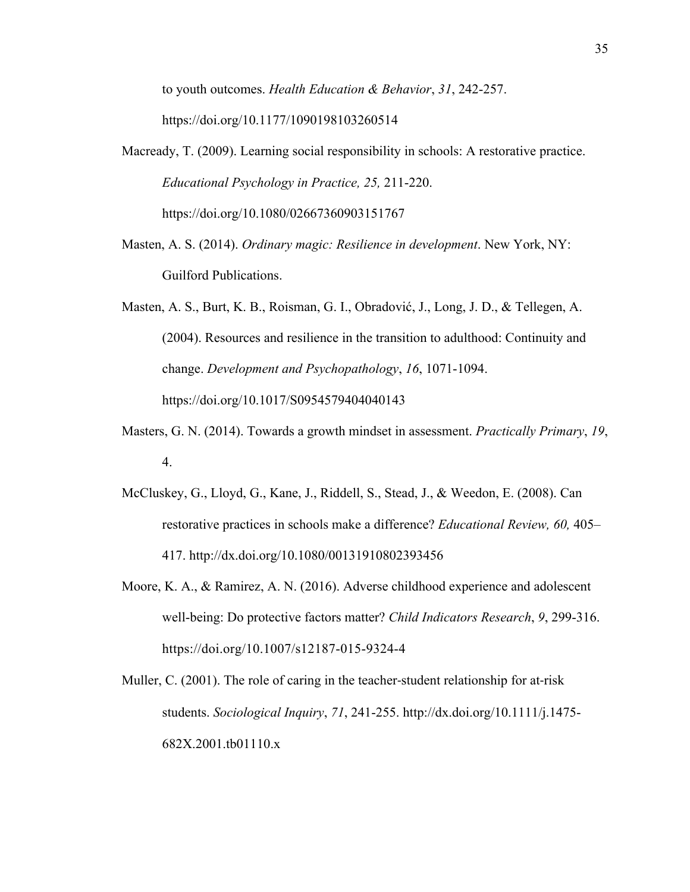to youth outcomes. *Health Education & Behavior*, *31*, 242-257. https://doi.org/10.1177/1090198103260514

Macready, T. (2009). Learning social responsibility in schools: A restorative practice. *Educational Psychology in Practice, 25,* 211-220. https://doi.org/10.1080/02667360903151767

Masten, A. S. (2014). *Ordinary magic: Resilience in development*. New York, NY: Guilford Publications.

Masten, A. S., Burt, K. B., Roisman, G. I., Obradović, J., Long, J. D., & Tellegen, A. (2004). Resources and resilience in the transition to adulthood: Continuity and change. *Development and Psychopathology*, *16*, 1071-1094. https://doi.org/10.1017/S0954579404040143

Masters, G. N. (2014). Towards a growth mindset in assessment. *Practically Primary*, *19*, 4.

McCluskey, G., Lloyd, G., Kane, J., Riddell, S., Stead, J., & Weedon, E. (2008). Can restorative practices in schools make a difference? *Educational Review, 60,* 405–417. http://dx.doi.org/10.1080/00131910802393456

Moore, K. A., & Ramirez, A. N. (2016). Adverse childhood experience and adolescent well-being: Do protective factors matter? *Child Indicators Research*, *9*, 299-316. https://doi.org/10.1007/s12187-015-9324-4

Muller, C. (2001). The role of caring in the teacher-student relationship for at-risk students. *Sociological Inquiry*, *71*, 241-255. http://dx.doi.org/10.1111/j.1475-682X.2001.tb01110.x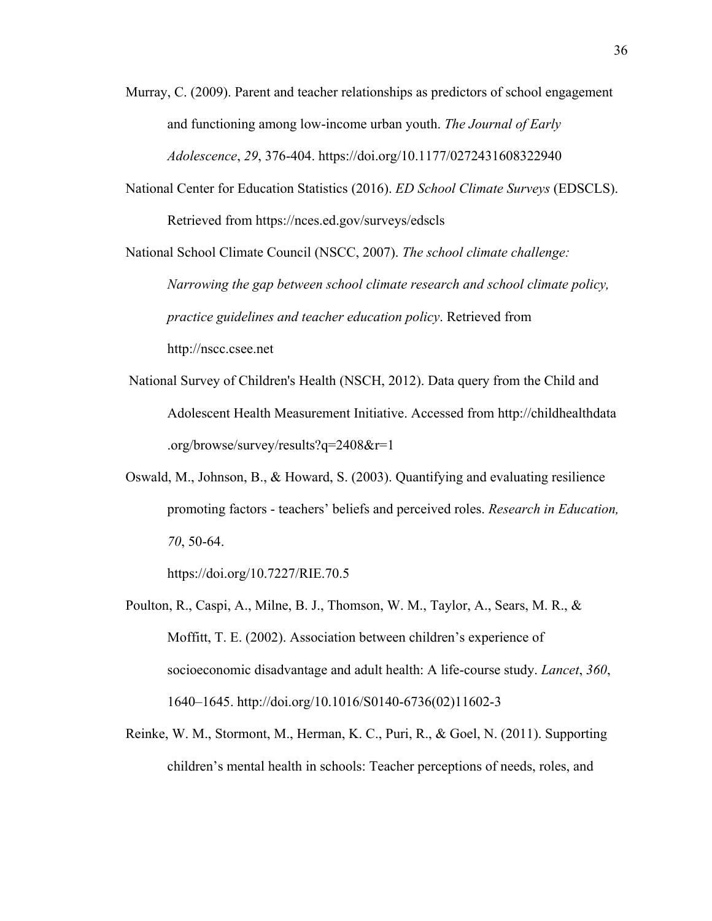Murray, C. (2009). Parent and teacher relationships as predictors of school engagement and functioning among low-income urban youth. *The Journal of Early Adolescence*, *29*, 376-404. https://doi.org/10.1177/0272431608322940

National Center for Education Statistics (2016). *ED School Climate Surveys* (EDSCLS). Retrieved from https://nces.ed.gov/surveys/edscls

National School Climate Council (NSCC, 2007). *The school climate challenge: Narrowing the gap between school climate research and school climate policy, practice guidelines and teacher education policy*. Retrieved from http://nscc.csee.net

National Survey of Children's Health (NSCH, 2012). Data query from the Child and Adolescent Health Measurement Initiative. Accessed from http://childhealthdata.org/browse/survey/results?q=2408&r=1

Oswald, M., Johnson, B., & Howard, S. (2003). Quantifying and evaluating resilience promoting factors - teachers' beliefs and perceived roles. *Research in Education, 70*, 50-64. https://doi.org/10.7227/RIE.70.5

Poulton, R., Caspi, A., Milne, B. J., Thomson, W. M., Taylor, A., Sears, M. R., & Moffitt, T. E. (2002). Association between children's experience of socioeconomic disadvantage and adult health: A life-course study. *Lancet*, *360*, 1640–1645. http://doi.org/10.1016/S0140-6736(02)11602-3

Reinke, W. M., Stormont, M., Herman, K. C., Puri, R., & Goel, N. (2011). Supporting children's mental health in schools: Teacher perceptions of needs, roles, and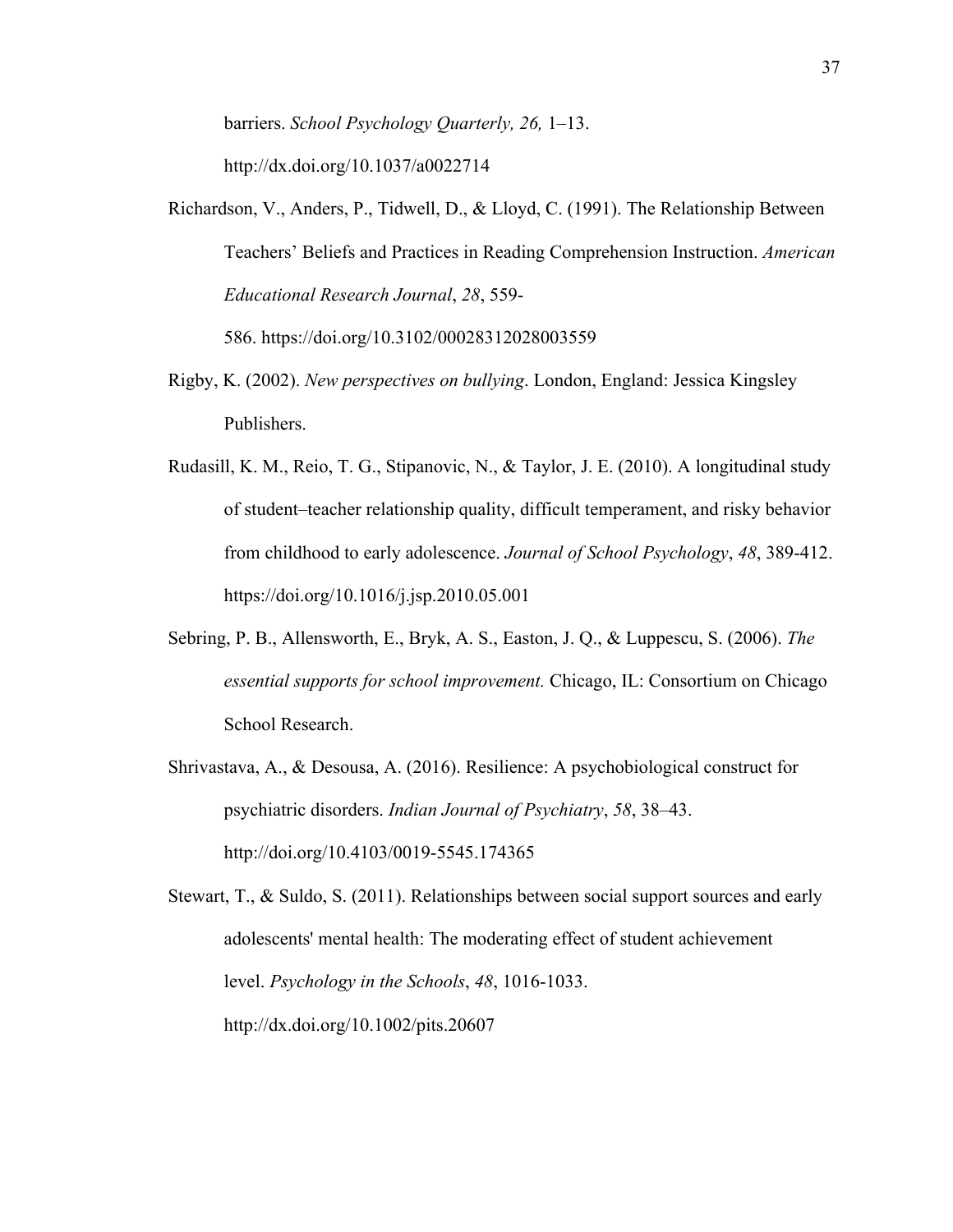barriers. *School Psychology Quarterly, 26,* 1–13. http://dx.doi.org/10.1037/a0022714

Richardson, V., Anders, P., Tidwell, D., & Lloyd, C. (1991). The Relationship Between Teachers' Beliefs and Practices in Reading Comprehension Instruction. *American Educational Research Journal*, *28*, 559-586. https://doi.org/10.3102/00028312028003559

Rigby, K. (2002). *New perspectives on bullying*. London, England: Jessica Kingsley Publishers.

Rudasill, K. M., Reio, T. G., Stipanovic, N., & Taylor, J. E. (2010). A longitudinal study of student–teacher relationship quality, difficult temperament, and risky behavior from childhood to early adolescence. *Journal of School Psychology*, *48*, 389-412. https://doi.org/10.1016/j.jsp.2010.05.001

Sebring, P. B., Allensworth, E., Bryk, A. S., Easton, J. Q., & Luppescu, S. (2006). *The essential supports for school improvement.* Chicago, IL: Consortium on Chicago School Research.

Shrivastava, A., & Desousa, A. (2016). Resilience: A psychobiological construct for psychiatric disorders. *Indian Journal of Psychiatry*, *58*, 38–43. http://doi.org/10.4103/0019-5545.174365

Stewart, T., & Suldo, S. (2011). Relationships between social support sources and early adolescents' mental health: The moderating effect of student achievement level. *Psychology in the Schools*, *48*, 1016-1033. http://dx.doi.org/10.1002/pits.20607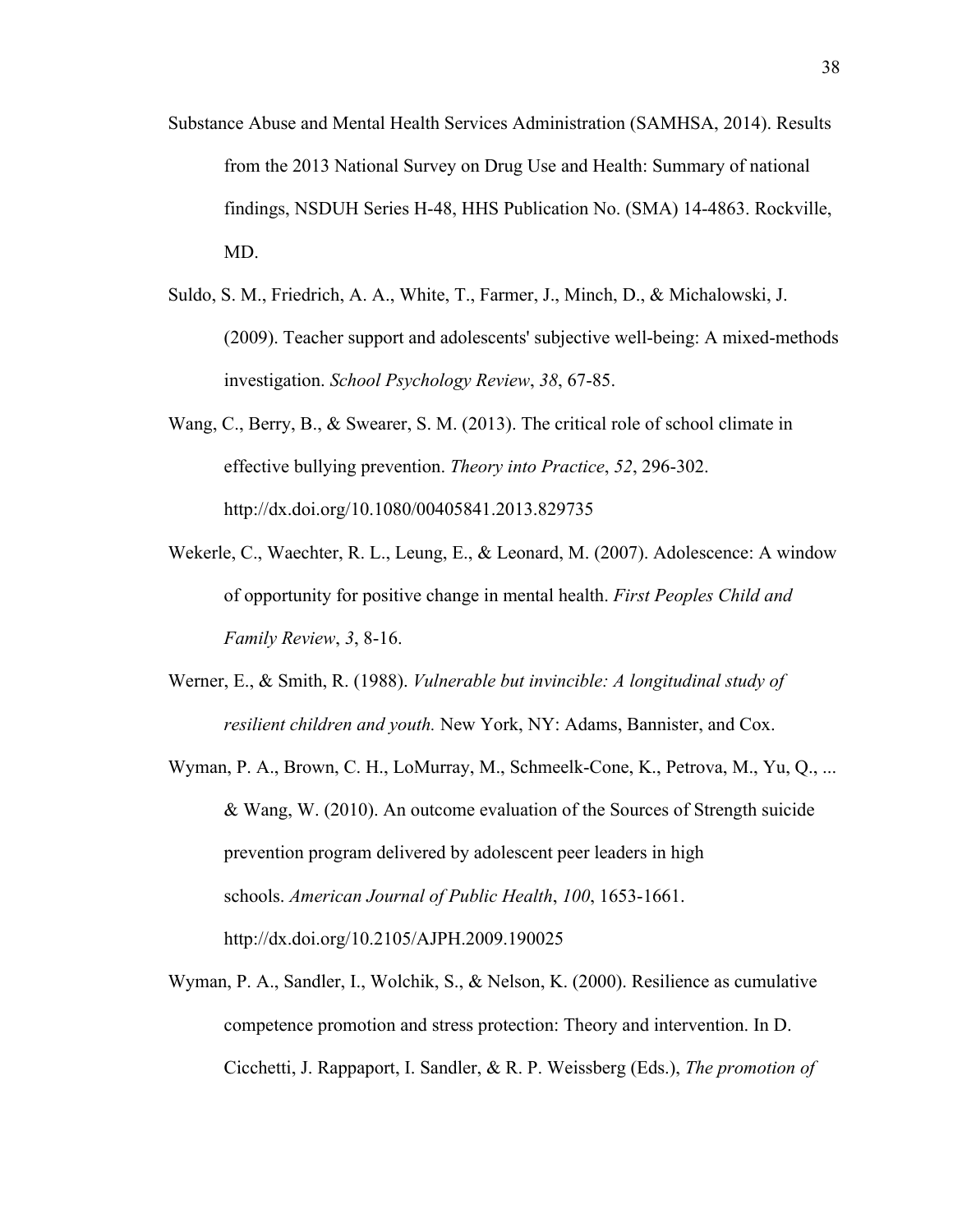Substance Abuse and Mental Health Services Administration (SAMHSA, 2014). Results from the 2013 National Survey on Drug Use and Health: Summary of national findings, NSDUH Series H-48, HHS Publication No. (SMA) 14-4863. Rockville, MD.

Suldo, S. M., Friedrich, A. A., White, T., Farmer, J., Minch, D., & Michalowski, J. (2009). Teacher support and adolescents' subjective well-being: A mixed-methods investigation. *School Psychology Review*, *38*, 67-85.

Wang, C., Berry, B., & Swearer, S. M. (2013). The critical role of school climate in effective bullying prevention. *Theory into Practice*, *52*, 296-302. http://dx.doi.org/10.1080/00405841.2013.829735

Wekerle, C., Waechter, R. L., Leung, E., & Leonard, M. (2007). Adolescence: A window of opportunity for positive change in mental health. *First Peoples Child and Family Review*, *3*, 8-16.

Werner, E., & Smith, R. (1988). *Vulnerable but invincible: A longitudinal study of resilient children and youth.* New York, NY: Adams, Bannister, and Cox.

Wyman, P. A., Brown, C. H., LoMurray, M., Schmeelk-Cone, K., Petrova, M., Yu, Q., ... & Wang, W. (2010). An outcome evaluation of the Sources of Strength suicide prevention program delivered by adolescent peer leaders in high schools. *American Journal of Public Health*, *100*, 1653-1661. http://dx.doi.org/10.2105/AJPH.2009.190025

Wyman, P. A., Sandler, I., Wolchik, S., & Nelson, K. (2000). Resilience as cumulative competence promotion and stress protection: Theory and intervention. In D. Cicchetti, J. Rappaport, I. Sandler, & R. P. Weissberg (Eds.), *The promotion of*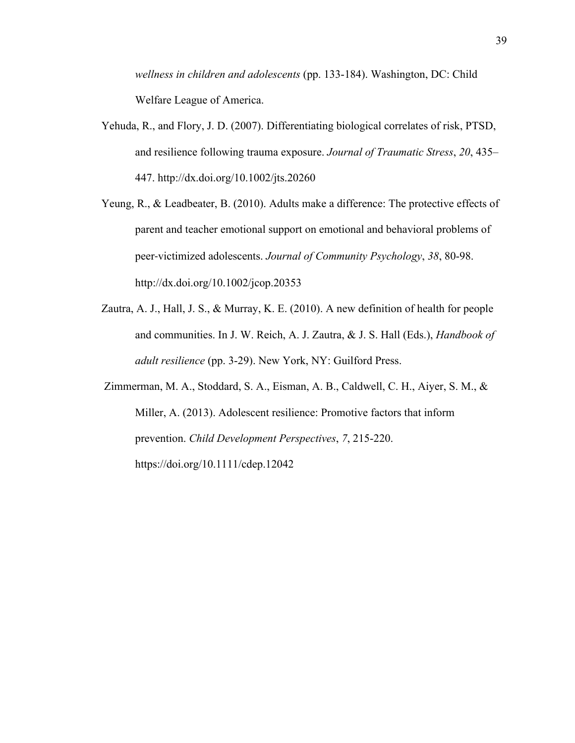*wellness in children and adolescents* (pp. 133-184). Washington, DC: Child Welfare League of America.

Yehuda, R., and Flory, J. D. (2007). Differentiating biological correlates of risk, PTSD, and resilience following trauma exposure. *Journal of Traumatic Stress*, *20*, 435–447. http://dx.doi.org/10.1002/jts.20260

Yeung, R., & Leadbeater, B. (2010). Adults make a difference: The protective effects of parent and teacher emotional support on emotional and behavioral problems of peer-victimized adolescents. *Journal of Community Psychology*, *38*, 80-98. http://dx.doi.org/10.1002/jcop.20353

Zautra, A. J., Hall, J. S., & Murray, K. E. (2010). A new definition of health for people and communities. In J. W. Reich, A. J. Zautra, & J. S. Hall (Eds.), *Handbook of adult resilience* (pp. 3-29). New York, NY: Guilford Press.

Zimmerman, M. A., Stoddard, S. A., Eisman, A. B., Caldwell, C. H., Aiyer, S. M., & Miller, A. (2013). Adolescent resilience: Promotive factors that inform prevention. *Child Development Perspectives*, *7*, 215-220. https://doi.org/10.1111/cdep.12042